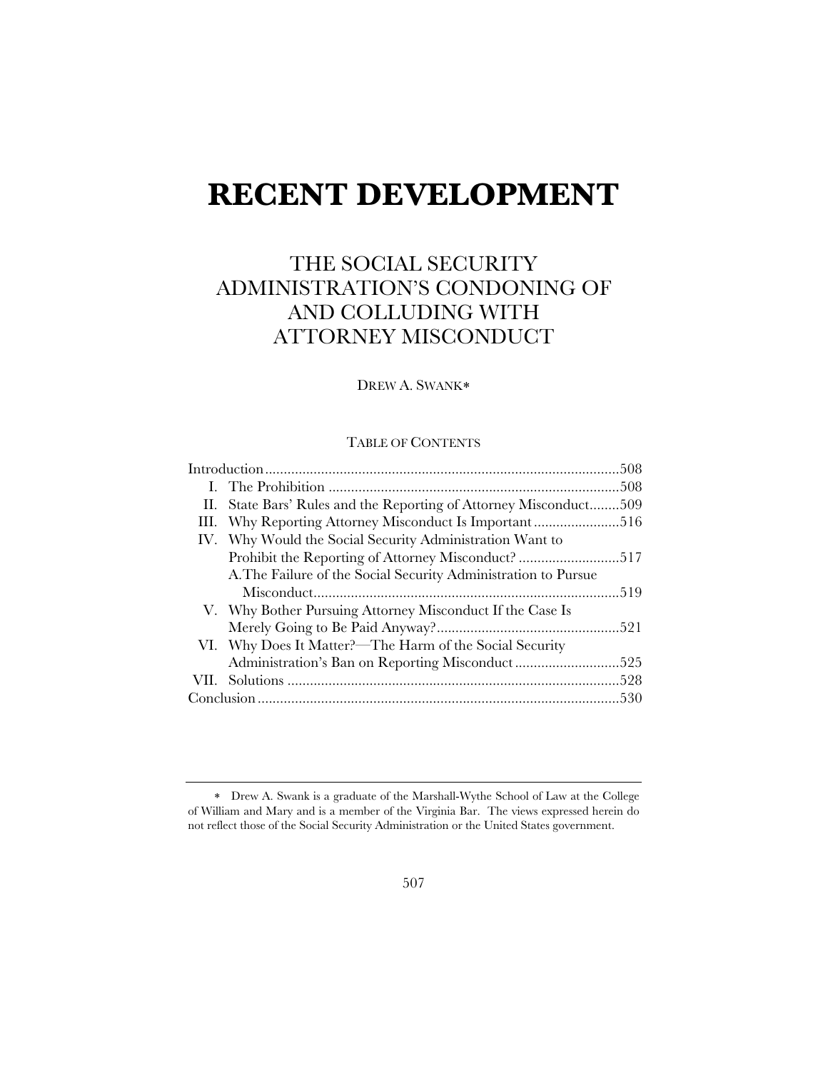# RECENT DEVELOPMENT

## THE SOCIAL SECURITY ADMINISTRATION'S CONDONING OF AND COLLUDING WITH ATTORNEY MISCONDUCT

DREW A. SWANK*

TABLE OF CONTENTS

| | |
|---|---|
| Introduction | 508 |
| I. The Prohibition | 508 |
| II. State Bars' Rules and the Reporting of Attorney Misconduct | 509 |
| III. Why Reporting Attorney Misconduct Is Important | 516 |
| IV. Why Would the Social Security Administration Want to Prohibit the Reporting of Attorney Misconduct? | 517 |
| A. The Failure of the Social Security Administration to Pursue Misconduct | 519 |
| V. Why Bother Pursuing Attorney Misconduct If the Case Is Merely Going to Be Paid Anyway? | 521 |
| VI. Why Does It Matter?—The Harm of the Social Security Administration's Ban on Reporting Misconduct | 525 |
| VII. Solutions | 528 |
| Conclusion | 530 |

\* Drew A. Swank is a graduate of the Marshall-Wythe School of Law at the College of William and Mary and is a member of the Virginia Bar. The views expressed herein do not reflect those of the Social Security Administration or the United States government.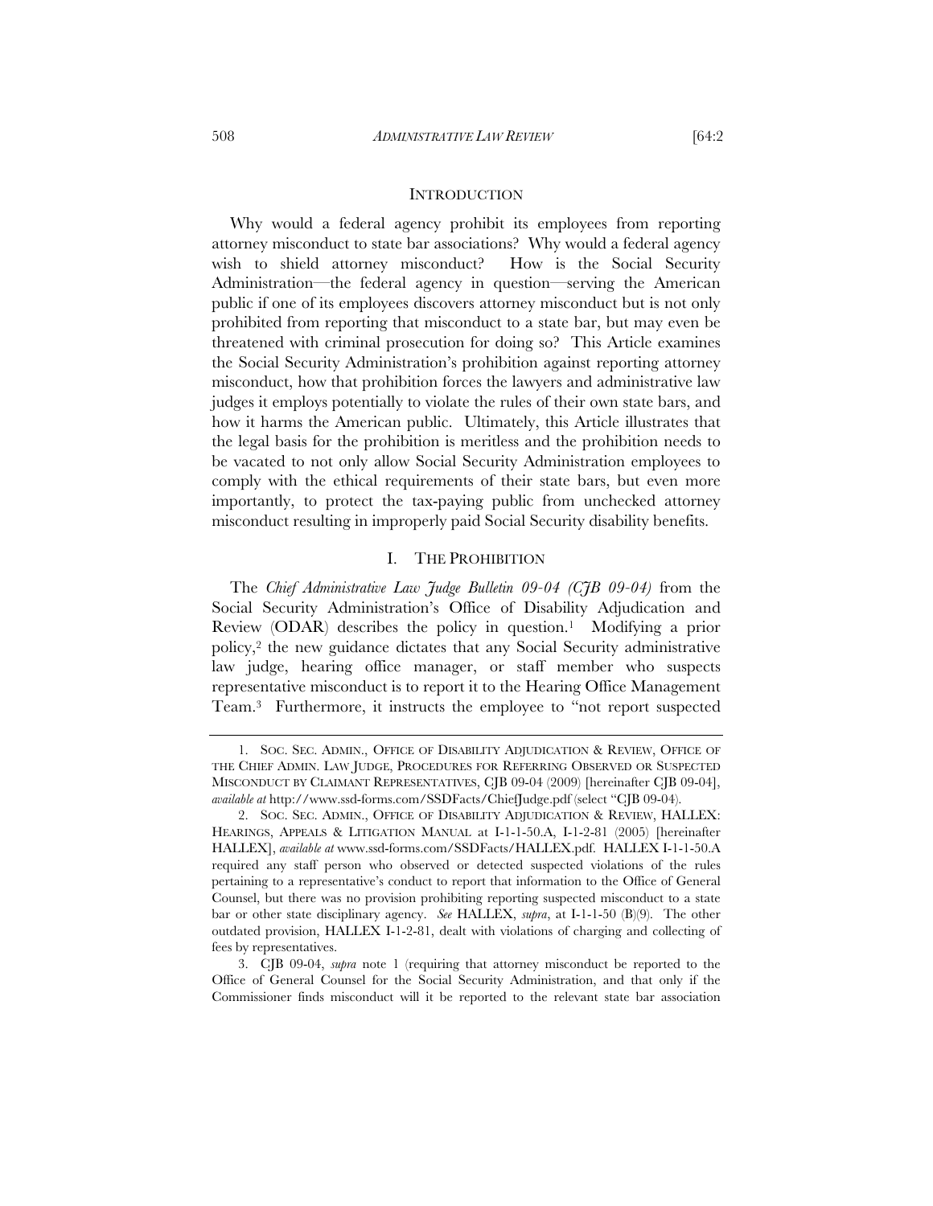## INTRODUCTION

Why would a federal agency prohibit its employees from reporting attorney misconduct to state bar associations? Why would a federal agency wish to shield attorney misconduct? How is the Social Security Administration—the federal agency in question—serving the American public if one of its employees discovers attorney misconduct but is not only prohibited from reporting that misconduct to a state bar, but may even be threatened with criminal prosecution for doing so? This Article examines the Social Security Administration's prohibition against reporting attorney misconduct, how that prohibition forces the lawyers and administrative law judges it employs potentially to violate the rules of their own state bars, and how it harms the American public. Ultimately, this Article illustrates that the legal basis for the prohibition is meritless and the prohibition needs to be vacated to not only allow Social Security Administration employees to comply with the ethical requirements of their state bars, but even more importantly, to protect the tax-paying public from unchecked attorney misconduct resulting in improperly paid Social Security disability benefits.

## I. THE PROHIBITION

The *Chief Administrative Law Judge Bulletin 09-04 (CJB 09-04)* from the Social Security Administration's Office of Disability Adjudication and Review (ODAR) describes the policy in question.[1] Modifying a prior policy,[2] the new guidance dictates that any Social Security administrative law judge, hearing office manager, or staff member who suspects representative misconduct is to report it to the Hearing Office Management Team.[3] Furthermore, it instructs the employee to "not report suspected

---

1. SOC. SEC. ADMIN., OFFICE OF DISABILITY ADJUDICATION & REVIEW, OFFICE OF THE CHIEF ADMIN. LAW JUDGE, PROCEDURES FOR REFERRING OBSERVED OR SUSPECTED MISCONDUCT BY CLAIMANT REPRESENTATIVES, CJB 09-04 (2009) [hereinafter CJB 09-04], *available at* http://www.ssd-forms.com/SSDFacts/ChiefJudge.pdf (select "CJB 09-04).

2. SOC. SEC. ADMIN., OFFICE OF DISABILITY ADJUDICATION & REVIEW, HALLEX: HEARINGS, APPEALS & LITIGATION MANUAL at I-1-1-50.A, I-1-2-81 (2005) [hereinafter HALLEX], *available at* www.ssd-forms.com/SSDFacts/HALLEX.pdf. HALLEX I-1-1-50.A required any staff person who observed or detected suspected violations of the rules pertaining to a representative's conduct to report that information to the Office of General Counsel, but there was no provision prohibiting reporting suspected misconduct to a state bar or other state disciplinary agency. *See* HALLEX, *supra*, at I-1-1-50 (B)(9). The other outdated provision, HALLEX I-1-2-81, dealt with violations of charging and collecting of fees by representatives.

3. CJB 09-04, *supra* note 1 (requiring that attorney misconduct be reported to the Office of General Counsel for the Social Security Administration, and that only if the Commissioner finds misconduct will it be reported to the relevant state bar association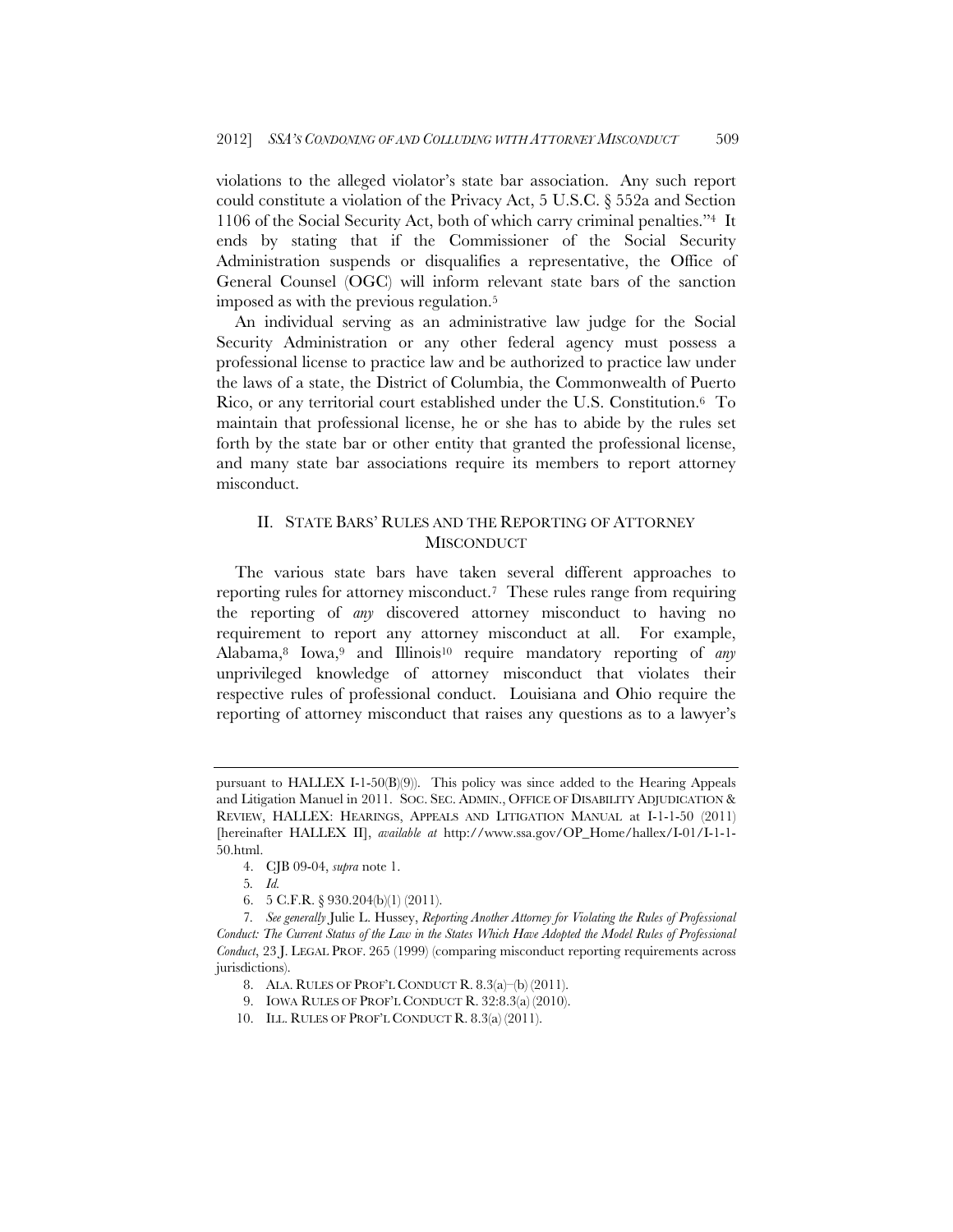violations to the alleged violator's state bar association. Any such report could constitute a violation of the Privacy Act, 5 U.S.C. § 552a and Section 1106 of the Social Security Act, both of which carry criminal penalties."[4] It ends by stating that if the Commissioner of the Social Security Administration suspends or disqualifies a representative, the Office of General Counsel (OGC) will inform relevant state bars of the sanction imposed as with the previous regulation.[5]

An individual serving as an administrative law judge for the Social Security Administration or any other federal agency must possess a professional license to practice law and be authorized to practice law under the laws of a state, the District of Columbia, the Commonwealth of Puerto Rico, or any territorial court established under the U.S. Constitution.[6] To maintain that professional license, he or she has to abide by the rules set forth by the state bar or other entity that granted the professional license, and many state bar associations require its members to report attorney misconduct.

## II. STATE BARS' RULES AND THE REPORTING OF ATTORNEY MISCONDUCT

The various state bars have taken several different approaches to reporting rules for attorney misconduct.[7] These rules range from requiring the reporting of *any* discovered attorney misconduct to having no requirement to report any attorney misconduct at all. For example, Alabama,[8] Iowa,[9] and Illinois[10] require mandatory reporting of *any* unprivileged knowledge of attorney misconduct that violates their respective rules of professional conduct. Louisiana and Ohio require the reporting of attorney misconduct that raises any questions as to a lawyer's

---

pursuant to HALLEX I-1-50(B)(9)). This policy was since added to the Hearing Appeals and Litigation Manuel in 2011. SOC. SEC. ADMIN., OFFICE OF DISABILITY ADJUDICATION & REVIEW, HALLEX: HEARINGS, APPEALS AND LITIGATION MANUAL at I-1-1-50 (2011) [hereinafter HALLEX II], *available at* http://www.ssa.gov/OP_Home/hallex/I-01/I-1-1-50.html.

4. CJB 09-04, *supra* note 1.

5. *Id.*

6. 5 C.F.R. § 930.204(b)(1) (2011).

7. *See generally* Julie L. Hussey, *Reporting Another Attorney for Violating the Rules of Professional Conduct: The Current Status of the Law in the States Which Have Adopted the Model Rules of Professional Conduct*, 23 J. LEGAL PROF. 265 (1999) (comparing misconduct reporting requirements across jurisdictions).

8. ALA. RULES OF PROF'L CONDUCT R. 8.3(a)–(b) (2011).

9. IOWA RULES OF PROF'L CONDUCT R. 32:8.3(a) (2010).

10. ILL. RULES OF PROF'L CONDUCT R. 8.3(a) (2011).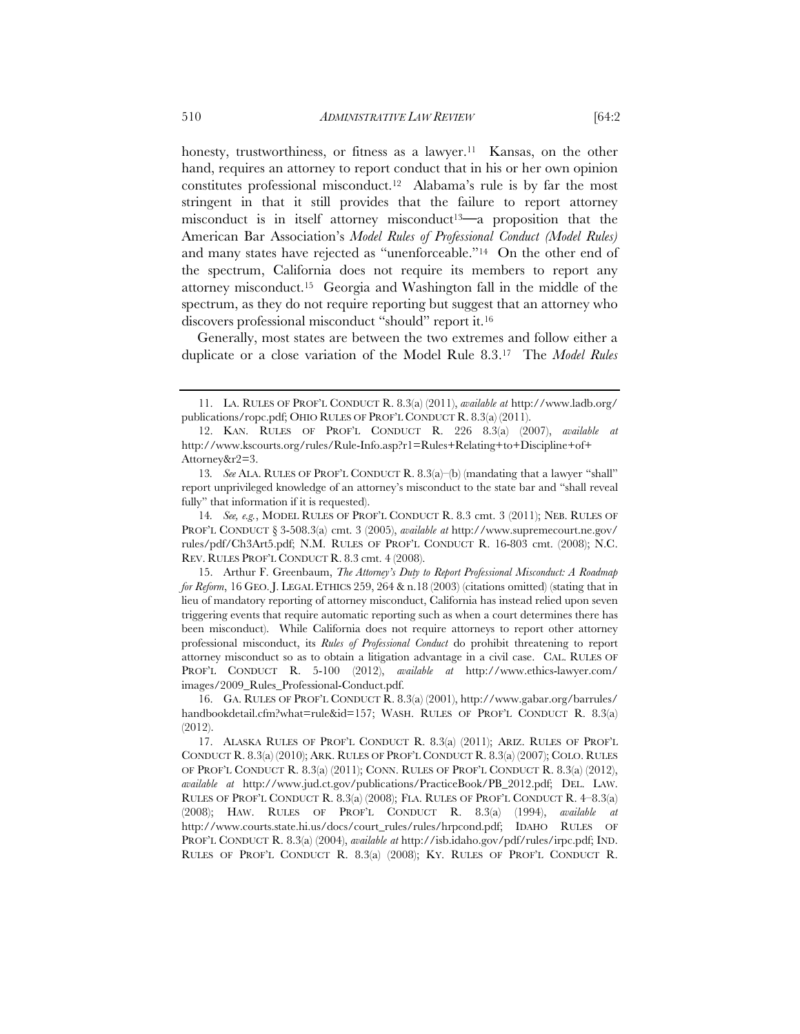honesty, trustworthiness, or fitness as a lawyer.[11] Kansas, on the other hand, requires an attorney to report conduct that in his or her own opinion constitutes professional misconduct.[12] Alabama's rule is by far the most stringent in that it still provides that the failure to report attorney misconduct is in itself attorney misconduct[13]—a proposition that the American Bar Association's *Model Rules of Professional Conduct (Model Rules)* and many states have rejected as "unenforceable."[14] On the other end of the spectrum, California does not require its members to report any attorney misconduct.[15] Georgia and Washington fall in the middle of the spectrum, as they do not require reporting but suggest that an attorney who discovers professional misconduct "should" report it.[16]

Generally, most states are between the two extremes and follow either a duplicate or a close variation of the Model Rule 8.3.[17] The *Model Rules*

---

11. LA. RULES OF PROF'L CONDUCT R. 8.3(a) (2011), *available at* http://www.ladb.org/publications/ropc.pdf; OHIO RULES OF PROF'L CONDUCT R. 8.3(a) (2011).

12. KAN. RULES OF PROF'L CONDUCT R. 226 8.3(a) (2007), *available at* http://www.kscourts.org/rules/Rule-Info.asp?r1=Rules+Relating+to+Discipline+of+Attorney&r2=3.

13. *See* ALA. RULES OF PROF'L CONDUCT R. 8.3(a)–(b) (mandating that a lawyer "shall" report unprivileged knowledge of an attorney's misconduct to the state bar and "shall reveal fully" that information if it is requested).

14. *See, e.g.*, MODEL RULES OF PROF'L CONDUCT R. 8.3 cmt. 3 (2011); NEB. RULES OF PROF'L CONDUCT § 3-508.3(a) cmt. 3 (2005), *available at* http://www.supremecourt.ne.gov/rules/pdf/Ch3Art5.pdf; N.M. RULES OF PROF'L CONDUCT R. 16-803 cmt. (2008); N.C. REV. RULES PROF'L CONDUCT R. 8.3 cmt. 4 (2008).

15. Arthur F. Greenbaum, *The Attorney's Duty to Report Professional Misconduct: A Roadmap for Reform*, 16 GEO. J. LEGAL ETHICS 259, 264 & n.18 (2003) (citations omitted) (stating that in lieu of mandatory reporting of attorney misconduct, California has instead relied upon seven triggering events that require automatic reporting such as when a court determines there has been misconduct). While California does not require attorneys to report other attorney professional misconduct, its *Rules of Professional Conduct* do prohibit threatening to report attorney misconduct so as to obtain a litigation advantage in a civil case. CAL. RULES OF PROF'L CONDUCT R. 5-100 (2012), *available at* http://www.ethics-lawyer.com/images/2009_Rules_Professional-Conduct.pdf.

16. GA. RULES OF PROF'L CONDUCT R. 8.3(a) (2001), http://www.gabar.org/barrules/handbookdetail.cfm?what=rule&id=157; WASH. RULES OF PROF'L CONDUCT R. 8.3(a) (2012).

17. ALASKA RULES OF PROF'L CONDUCT R. 8.3(a) (2011); ARIZ. RULES OF PROF'L CONDUCT R. 8.3(a) (2010); ARK. RULES OF PROF'L CONDUCT R. 8.3(a) (2007); COLO. RULES OF PROF'L CONDUCT R. 8.3(a) (2011); CONN. RULES OF PROF'L CONDUCT R. 8.3(a) (2012), *available at* http://www.jud.ct.gov/publications/PracticeBook/PB_2012.pdf; DEL. LAW. RULES OF PROF'L CONDUCT R. 8.3(a) (2008); FLA. RULES OF PROF'L CONDUCT R. 4–8.3(a) (2008); HAW. RULES OF PROF'L CONDUCT R. 8.3(a) (1994), *available at* http://www.courts.state.hi.us/docs/court_rules/rules/hrpcond.pdf; IDAHO RULES OF PROF'L CONDUCT R. 8.3(a) (2004), *available at* http://isb.idaho.gov/pdf/rules/irpc.pdf; IND. RULES OF PROF'L CONDUCT R. 8.3(a) (2008); KY. RULES OF PROF'L CONDUCT R.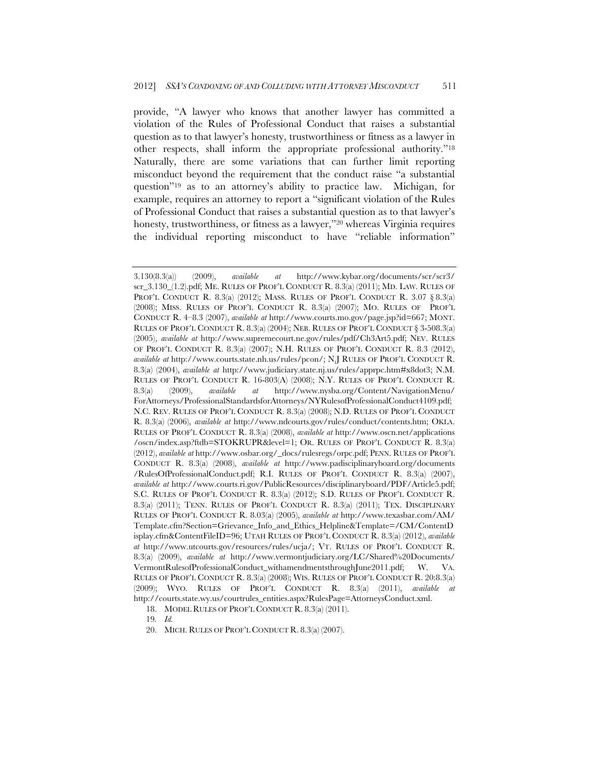provide, "A lawyer who knows that another lawyer has committed a violation of the Rules of Professional Conduct that raises a substantial question as to that lawyer's honesty, trustworthiness or fitness as a lawyer in other respects, shall inform the appropriate professional authority."[18] Naturally, there are some variations that can further limit reporting misconduct beyond the requirement that the conduct raise "a substantial question"[19] as to an attorney's ability to practice law. Michigan, for example, requires an attorney to report a "significant violation of the Rules of Professional Conduct that raises a substantial question as to that lawyer's honesty, trustworthiness, or fitness as a lawyer,"[20] whereas Virginia requires the individual reporting misconduct to have "reliable information"

---

3.130(8.3(a)) (2009), *available at* http://www.kybar.org/documents/scr/scr3/scr_3.130_(1.2).pdf; ME. RULES OF PROF'L CONDUCT R. 8.3(a) (2011); MD. LAW. RULES OF PROF'L CONDUCT R. 8.3(a) (2012); MASS. RULES OF PROF'L CONDUCT R. 3.07 § 8.3(a) (2008); MISS. RULES OF PROF'L CONDUCT R. 8.3(a) (2007); MO. RULES OF PROF'L CONDUCT R. 4–8.3 (2007), *available at* http://www.courts.mo.gov/page.jsp?id=667; MONT. RULES OF PROF'L CONDUCT R. 8.3(a) (2004); NEB. RULES OF PROF'L CONDUCT § 3-508.3(a) (2005), *available at* http://www.supremecourt.ne.gov/rules/pdf/Ch3Art5.pdf; NEV. RULES OF PROF'L CONDUCT R. 8.3(a) (2007); N.H. RULES OF PROF'L CONDUCT R. 8.3 (2012), *available at* http://www.courts.state.nh.us/rules/pcon/; N.J RULES OF PROF'L CONDUCT R. 8.3(a) (2004), *available at* http://www.judiciary.state.nj.us/rules/apprpc.htm#x8dot3; N.M. RULES OF PROF'L CONDUCT R. 16-803(A) (2008); N.Y. RULES OF PROF'L CONDUCT R. 8.3(a) (2009), *available at* http://www.nysba.org/Content/NavigationMenu/ForAttorneys/ProfessionalStandardsforAttorneys/NYRulesofProfessionalConduct4109.pdf; N.C. REV. RULES OF PROF'L CONDUCT R. 8.3(a) (2008); N.D. RULES OF PROF'L CONDUCT R. 8.3(a) (2006), *available at* http://www.ndcourts.gov/rules/conduct/contents.htm; OKLA. RULES OF PROF'L CONDUCT R. 8.3(a) (2008), *available at* http://www.oscn.net/applications/oscn/index.asp?ftdb=STOKRUPR&level=1; OR. RULES OF PROF'L CONDUCT R. 8.3(a) (2012), *available at* http://www.osbar.org/_docs/rulesregs/orpc.pdf; PENN. RULES OF PROF'L CONDUCT R. 8.3(a) (2008), *available at* http://www.padisciplinaryboard.org/documents/RulesOfProfessionalConduct.pdf; R.I. RULES OF PROF'L CONDUCT R. 8.3(a) (2007), *available at* http://www.courts.ri.gov/PublicResources/disciplinaryboard/PDF/Article5.pdf; S.C. RULES OF PROF'L CONDUCT R. 8.3(a) (2012); S.D. RULES OF PROF'L CONDUCT R. 8.3(a) (2011); TENN. RULES OF PROF'L CONDUCT R. 8.3(a) (2011); TEX. DISCIPLINARY RULES OF PROF'L CONDUCT R. 8.03(a) (2005), *available at* http://www.texasbar.com/AM/Template.cfm?Section=Grievance_Info_and_Ethics_Helpline&Template=/CM/ContentDisplay.cfm&ContentFileID=96; UTAH RULES OF PROF'L CONDUCT R. 8.3(a) (2012), *available at* http://www.utcourts.gov/resources/rules/ucja/; VT. RULES OF PROF'L CONDUCT R. 8.3(a) (2009), *available at* http://www.vermontjudiciary.org/LC/Shared%20Documents/VermontRulesofProfessionalConduct_withamendmentsthroughJune2011.pdf; W. VA. RULES OF PROF'L CONDUCT R. 8.3(a) (2008); WIS. RULES OF PROF'L CONDUCT R. 20:8.3(a) (2009); WYO. RULES OF PROF'L CONDUCT R. 8.3(a) (2011), *available at* http://courts.state.wy.us/courtrules_entities.aspx?RulesPage=AttorneysConduct.xml.

18. MODEL RULES OF PROF'L CONDUCT R. 8.3(a) (2011).

19. *Id.*

20. MICH. RULES OF PROF'L CONDUCT R. 8.3(a) (2007).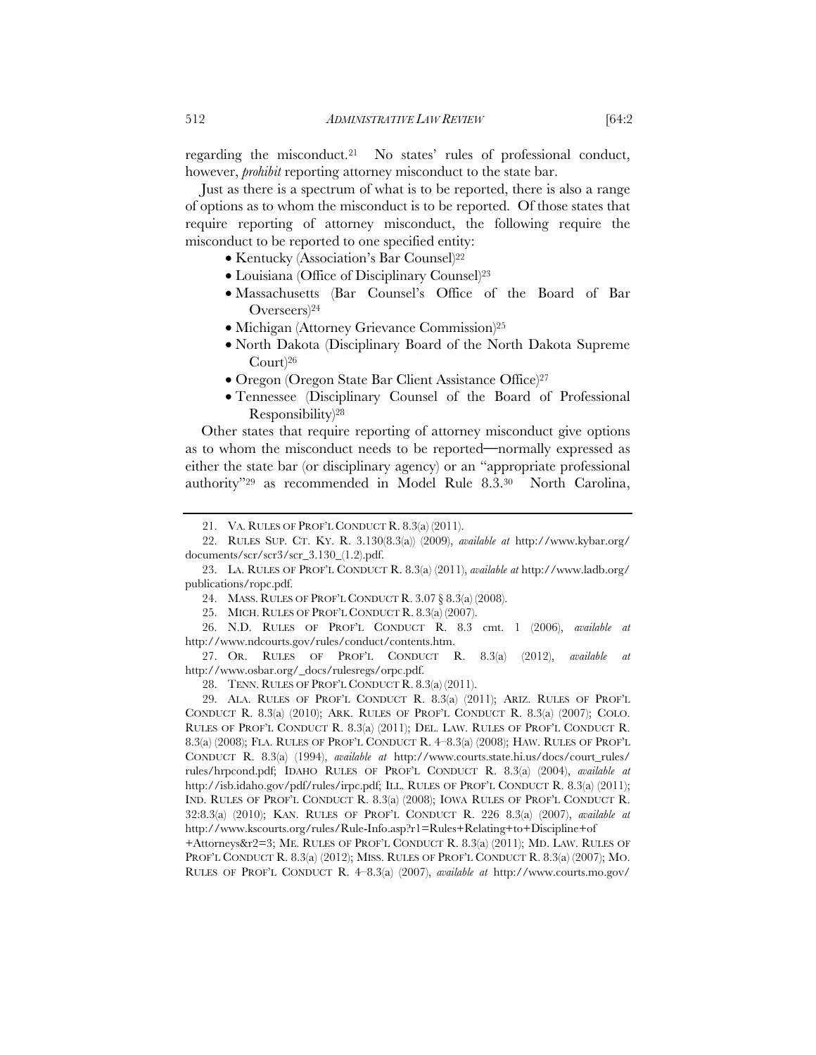regarding the misconduct.[21] No states' rules of professional conduct, however, *prohibit* reporting attorney misconduct to the state bar.

Just as there is a spectrum of what is to be reported, there is also a range of options as to whom the misconduct is to be reported. Of those states that require reporting of attorney misconduct, the following require the misconduct to be reported to one specified entity:

- Kentucky (Association's Bar Counsel)[22]
- Louisiana (Office of Disciplinary Counsel)[23]
- Massachusetts (Bar Counsel's Office of the Board of Bar Overseers)[24]
- Michigan (Attorney Grievance Commission)[25]
- North Dakota (Disciplinary Board of the North Dakota Supreme Court)[26]
- Oregon (Oregon State Bar Client Assistance Office)[27]
- Tennessee (Disciplinary Counsel of the Board of Professional Responsibility)[28]

Other states that require reporting of attorney misconduct give options as to whom the misconduct needs to be reported—normally expressed as either the state bar (or disciplinary agency) or an "appropriate professional authority"[29] as recommended in Model Rule 8.3.[30] North Carolina,

---

21. VA. RULES OF PROF'L CONDUCT R. 8.3(a) (2011).

22. RULES SUP. CT. KY. R. 3.130(8.3(a)) (2009), *available at* http://www.kybar.org/documents/scr/scr3/scr_3.130_(1.2).pdf.

23. LA. RULES OF PROF'L CONDUCT R. 8.3(a) (2011), *available at* http://www.ladb.org/publications/ropc.pdf.

24. MASS. RULES OF PROF'L CONDUCT R. 3.07 § 8.3(a) (2008).

25. MICH. RULES OF PROF'L CONDUCT R. 8.3(a) (2007).

26. N.D. RULES OF PROF'L CONDUCT R. 8.3 cmt. 1 (2006), *available at* http://www.ndcourts.gov/rules/conduct/contents.htm.

27. OR. RULES OF PROF'L CONDUCT R. 8.3(a) (2012), *available at* http://www.osbar.org/_docs/rulesregs/orpc.pdf.

28. TENN. RULES OF PROF'L CONDUCT R. 8.3(a) (2011).

29. ALA. RULES OF PROF'L CONDUCT R. 8.3(a) (2011); ARIZ. RULES OF PROF'L CONDUCT R. 8.3(a) (2010); ARK. RULES OF PROF'L CONDUCT R. 8.3(a) (2007); COLO. RULES OF PROF'L CONDUCT R. 8.3(a) (2011); DEL. LAW. RULES OF PROF'L CONDUCT R. 8.3(a) (2008); FLA. RULES OF PROF'L CONDUCT R. 4–8.3(a) (2008); HAW. RULES OF PROF'L CONDUCT R. 8.3(a) (1994), *available at* http://www.courts.state.hi.us/docs/court_rules/rules/hrpcond.pdf; IDAHO RULES OF PROF'L CONDUCT R. 8.3(a) (2004), *available at* http://isb.idaho.gov/pdf/rules/irpc.pdf; ILL. RULES OF PROF'L CONDUCT R. 8.3(a) (2011); IND. RULES OF PROF'L CONDUCT R. 8.3(a) (2008); IOWA RULES OF PROF'L CONDUCT R. 32:8.3(a) (2010); KAN. RULES OF PROF'L CONDUCT R. 226 8.3(a) (2007), *available at* http://www.kscourts.org/rules/Rule-Info.asp?r1=Rules+Relating+to+Discipline+of+Attorneys&r2=3; ME. RULES OF PROF'L CONDUCT R. 8.3(a) (2011); MD. LAW. RULES OF PROF'L CONDUCT R. 8.3(a) (2012); MISS. RULES OF PROF'L CONDUCT R. 8.3(a) (2007); MO. RULES OF PROF'L CONDUCT R. 4–8.3(a) (2007), *available at* http://www.courts.mo.gov/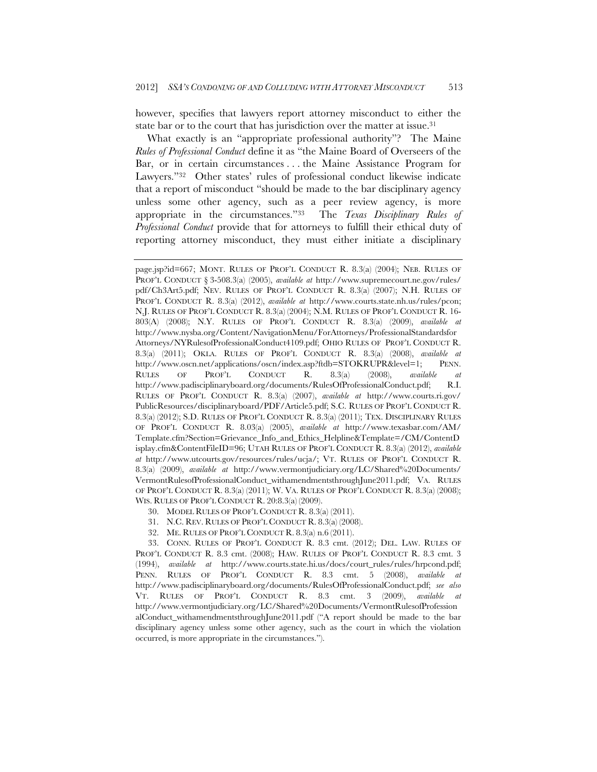however, specifies that lawyers report attorney misconduct to either the state bar or to the court that has jurisdiction over the matter at issue.[31]

What exactly is an "appropriate professional authority"? The Maine *Rules of Professional Conduct* define it as "the Maine Board of Overseers of the Bar, or in certain circumstances . . . the Maine Assistance Program for Lawyers."[32] Other states' rules of professional conduct likewise indicate that a report of misconduct "should be made to the bar disciplinary agency unless some other agency, such as a peer review agency, is more appropriate in the circumstances."[33] The *Texas Disciplinary Rules of Professional Conduct* provide that for attorneys to fulfill their ethical duty of reporting attorney misconduct, they must either initiate a disciplinary

---

page.jsp?id=667; MONT. RULES OF PROF'L CONDUCT R. 8.3(a) (2004); NEB. RULES OF PROF'L CONDUCT § 3-508.3(a) (2005), *available at* http://www.supremecourt.ne.gov/rules/pdf/Ch3Art5.pdf; NEV. RULES OF PROF'L CONDUCT R. 8.3(a) (2007); N.H. RULES OF PROF'L CONDUCT R. 8.3(a) (2012), *available at* http://www.courts.state.nh.us/rules/pcon; N.J. RULES OF PROF'L CONDUCT R. 8.3(a) (2004); N.M. RULES OF PROF'L CONDUCT R. 16-803(A) (2008); N.Y. RULES OF PROF'L CONDUCT R. 8.3(a) (2009), *available at* http://www.nysba.org/Content/NavigationMenu/ForAttorneys/ProfessionalStandardsforAttorneys/NYRulesofProfessionalConduct4109.pdf; OHIO RULES OF PROF'L CONDUCT R. 8.3(a) (2011); OKLA. RULES OF PROF'L CONDUCT R. 8.3(a) (2008), *available at* http://www.oscn.net/applications/oscn/index.asp?ftdb=STOKRUPR&level=1; PENN. RULES OF PROF'L CONDUCT R. 8.3(a) (2008), *available at* http://www.padisciplinaryboard.org/documents/RulesOfProfessionalConduct.pdf; R.I. RULES OF PROF'L CONDUCT R. 8.3(a) (2007), *available at* http://www.courts.ri.gov/PublicResources/disciplinaryboard/PDF/Article5.pdf; S.C. RULES OF PROF'L CONDUCT R. 8.3(a) (2012); S.D. RULES OF PROF'L CONDUCT R. 8.3(a) (2011); TEX. DISCIPLINARY RULES OF PROF'L CONDUCT R. 8.03(a) (2005), *available at* http://www.texasbar.com/AM/Template.cfm?Section=Grievance_Info_and_Ethics_Helpline&Template=/CM/ContentDisplay.cfm&ContentFileID=96; UTAH RULES OF PROF'L CONDUCT R. 8.3(a) (2012), *available at* http://www.utcourts.gov/resources/rules/ucja/; VT. RULES OF PROF'L CONDUCT R. 8.3(a) (2009), *available at* http://www.vermontjudiciary.org/LC/Shared%20Documents/VermontRulesofProfessionalConduct_withamendmentsthroughJune2011.pdf; VA. RULES OF PROF'L CONDUCT R. 8.3(a) (2011); W. VA. RULES OF PROF'L CONDUCT R. 8.3(a) (2008); WIS. RULES OF PROF'L CONDUCT R. 20:8.3(a) (2009).

30. MODEL RULES OF PROF'L CONDUCT R. 8.3(a) (2011).

31. N.C. REV. RULES OF PROF'L CONDUCT R. 8.3(a) (2008).

32. ME. RULES OF PROF'L CONDUCT R. 8.3(a) n.6 (2011).

33. CONN. RULES OF PROF'L CONDUCT R. 8.3 cmt. (2012); DEL. LAW. RULES OF PROF'L CONDUCT R. 8.3 cmt. (2008); HAW. RULES OF PROF'L CONDUCT R. 8.3 cmt. 3 (1994), *available at* http://www.courts.state.hi.us/docs/court_rules/rules/hrpcond.pdf; PENN. RULES OF PROF'L CONDUCT R. 8.3 cmt. 5 (2008), *available at* http://www.padisciplinaryboard.org/documents/RulesOfProfessionalConduct.pdf; *see also* VT. RULES OF PROF'L CONDUCT R. 8.3 cmt. 3 (2009), *available at* http://www.vermontjudiciary.org/LC/Shared%20Documents/VermontRulesofProfessionalConduct_withamendmentsthroughJune2011.pdf ("A report should be made to the bar disciplinary agency unless some other agency, such as the court in which the violation occurred, is more appropriate in the circumstances.").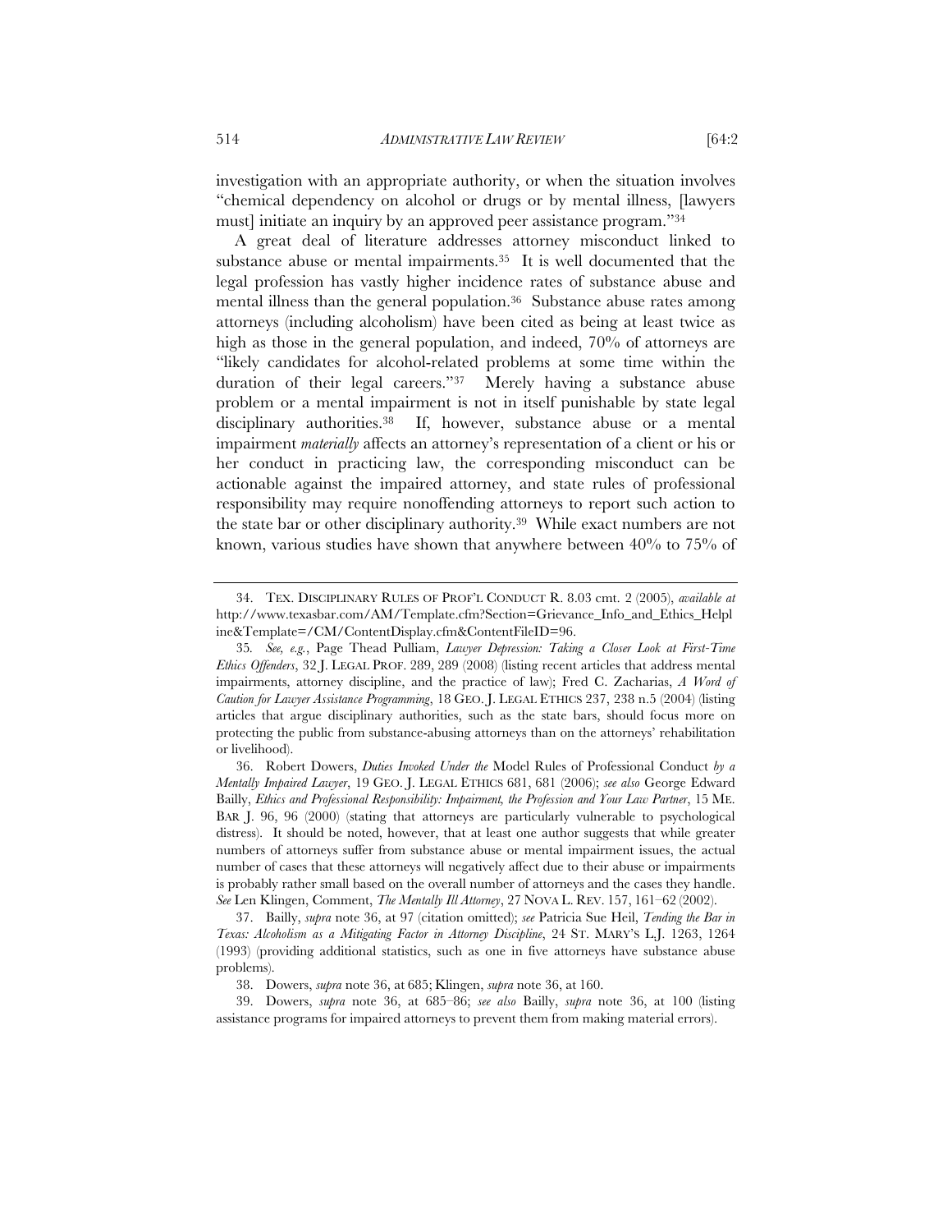investigation with an appropriate authority, or when the situation involves "chemical dependency on alcohol or drugs or by mental illness, [lawyers must] initiate an inquiry by an approved peer assistance program."[34]

A great deal of literature addresses attorney misconduct linked to substance abuse or mental impairments.[35] It is well documented that the legal profession has vastly higher incidence rates of substance abuse and mental illness than the general population.[36] Substance abuse rates among attorneys (including alcoholism) have been cited as being at least twice as high as those in the general population, and indeed, 70% of attorneys are "likely candidates for alcohol-related problems at some time within the duration of their legal careers."[37] Merely having a substance abuse problem or a mental impairment is not in itself punishable by state legal disciplinary authorities.[38] If, however, substance abuse or a mental impairment *materially* affects an attorney's representation of a client or his or her conduct in practicing law, the corresponding misconduct can be actionable against the impaired attorney, and state rules of professional responsibility may require nonoffending attorneys to report such action to the state bar or other disciplinary authority.[39] While exact numbers are not known, various studies have shown that anywhere between 40% to 75% of

---

34. TEX. DISCIPLINARY RULES OF PROF'L CONDUCT R. 8.03 cmt. 2 (2005), *available at* http://www.texasbar.com/AM/Template.cfm?Section=Grievance_Info_and_Ethics_Helpline&Template=/CM/ContentDisplay.cfm&ContentFileID=96.

35. *See, e.g.*, Page Thead Pulliam, *Lawyer Depression: Taking a Closer Look at First-Time Ethics Offenders*, 32 J. LEGAL PROF. 289, 289 (2008) (listing recent articles that address mental impairments, attorney discipline, and the practice of law); Fred C. Zacharias, *A Word of Caution for Lawyer Assistance Programming*, 18 GEO. J. LEGAL ETHICS 237, 238 n.5 (2004) (listing articles that argue disciplinary authorities, such as the state bars, should focus more on protecting the public from substance-abusing attorneys than on the attorneys' rehabilitation or livelihood).

36. Robert Dowers, *Duties Invoked Under the* Model Rules of Professional Conduct *by a Mentally Impaired Lawyer*, 19 GEO. J. LEGAL ETHICS 681, 681 (2006); *see also* George Edward Bailly, *Ethics and Professional Responsibility: Impairment, the Profession and Your Law Partner*, 15 ME. BAR J. 96, 96 (2000) (stating that attorneys are particularly vulnerable to psychological distress). It should be noted, however, that at least one author suggests that while greater numbers of attorneys suffer from substance abuse or mental impairment issues, the actual number of cases that these attorneys will negatively affect due to their abuse or impairments is probably rather small based on the overall number of attorneys and the cases they handle. *See* Len Klingen, Comment, *The Mentally Ill Attorney*, 27 NOVA L. REV. 157, 161–62 (2002).

37. Bailly, *supra* note 36, at 97 (citation omitted); *see* Patricia Sue Heil, *Tending the Bar in Texas: Alcoholism as a Mitigating Factor in Attorney Discipline*, 24 ST. MARY'S L.J. 1263, 1264 (1993) (providing additional statistics, such as one in five attorneys have substance abuse problems).

38. Dowers, *supra* note 36, at 685; Klingen, *supra* note 36, at 160.

39. Dowers, *supra* note 36, at 685–86; *see also* Bailly, *supra* note 36, at 100 (listing assistance programs for impaired attorneys to prevent them from making material errors).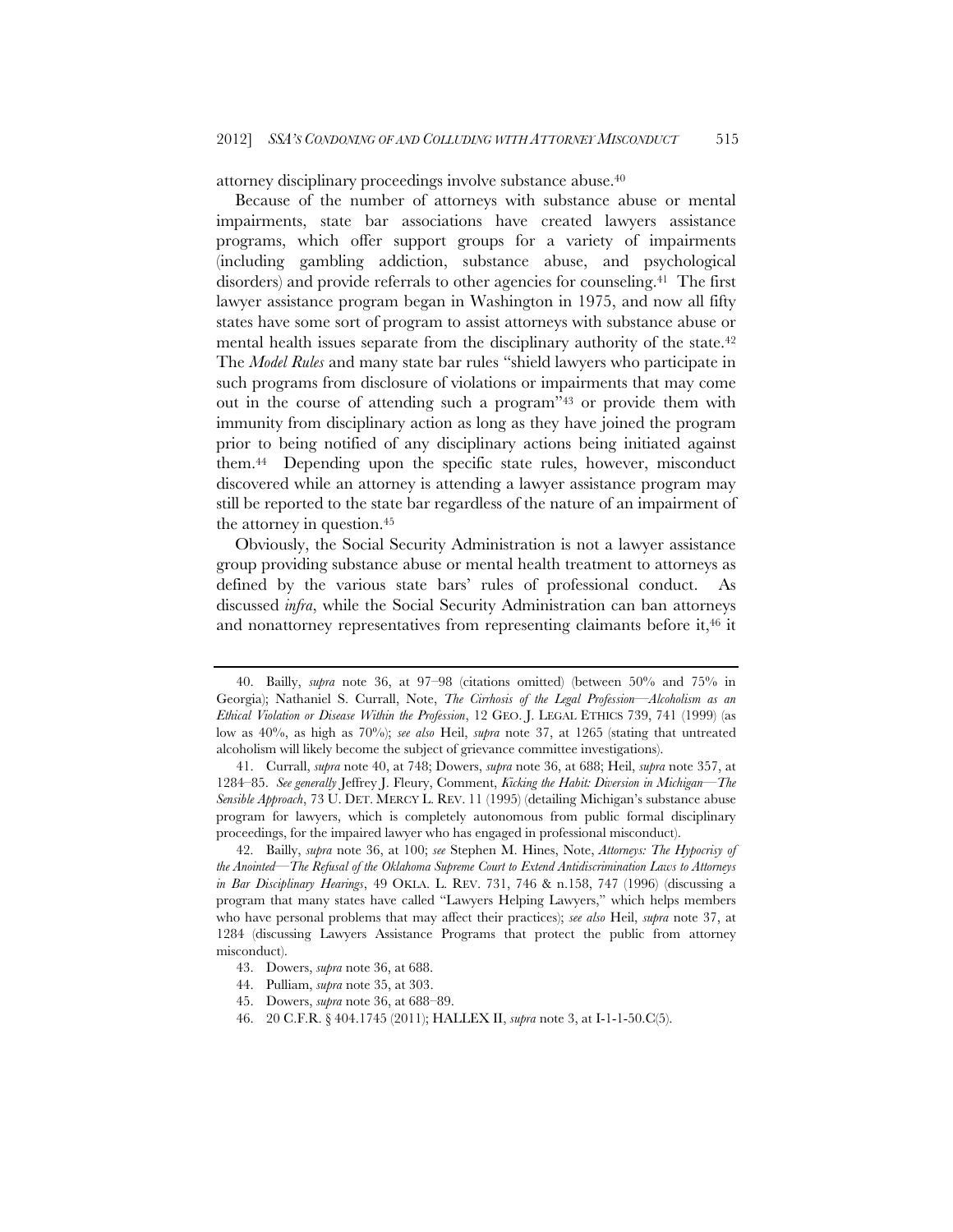attorney disciplinary proceedings involve substance abuse.[40]

Because of the number of attorneys with substance abuse or mental impairments, state bar associations have created lawyers assistance programs, which offer support groups for a variety of impairments (including gambling addiction, substance abuse, and psychological disorders) and provide referrals to other agencies for counseling.[41] The first lawyer assistance program began in Washington in 1975, and now all fifty states have some sort of program to assist attorneys with substance abuse or mental health issues separate from the disciplinary authority of the state.[42] The *Model Rules* and many state bar rules "shield lawyers who participate in such programs from disclosure of violations or impairments that may come out in the course of attending such a program"[43] or provide them with immunity from disciplinary action as long as they have joined the program prior to being notified of any disciplinary actions being initiated against them.[44] Depending upon the specific state rules, however, misconduct discovered while an attorney is attending a lawyer assistance program may still be reported to the state bar regardless of the nature of an impairment of the attorney in question.[45]

Obviously, the Social Security Administration is not a lawyer assistance group providing substance abuse or mental health treatment to attorneys as defined by the various state bars' rules of professional conduct. As discussed *infra*, while the Social Security Administration can ban attorneys and nonattorney representatives from representing claimants before it,[46] it

---

40. Bailly, *supra* note 36, at 97–98 (citations omitted) (between 50% and 75% in Georgia); Nathaniel S. Currall, Note, *The Cirrhosis of the Legal Profession—Alcoholism as an Ethical Violation or Disease Within the Profession*, 12 GEO. J. LEGAL ETHICS 739, 741 (1999) (as low as 40%, as high as 70%); *see also* Heil, *supra* note 37, at 1265 (stating that untreated alcoholism will likely become the subject of grievance committee investigations).

41. Currall, *supra* note 40, at 748; Dowers, *supra* note 36, at 688; Heil, *supra* note 357, at 1284–85. *See generally* Jeffrey J. Fleury, Comment, *Kicking the Habit: Diversion in Michigan—The Sensible Approach*, 73 U. DET. MERCY L. REV. 11 (1995) (detailing Michigan's substance abuse program for lawyers, which is completely autonomous from public formal disciplinary proceedings, for the impaired lawyer who has engaged in professional misconduct).

42. Bailly, *supra* note 36, at 100; *see* Stephen M. Hines, Note, *Attorneys: The Hypocrisy of the Anointed—The Refusal of the Oklahoma Supreme Court to Extend Antidiscrimination Laws to Attorneys in Bar Disciplinary Hearings*, 49 OKLA. L. REV. 731, 746 & n.158, 747 (1996) (discussing a program that many states have called "Lawyers Helping Lawyers," which helps members who have personal problems that may affect their practices); *see also* Heil, *supra* note 37, at 1284 (discussing Lawyers Assistance Programs that protect the public from attorney misconduct).

43. Dowers, *supra* note 36, at 688.

44. Pulliam, *supra* note 35, at 303.

45. Dowers, *supra* note 36, at 688–89.

46. 20 C.F.R. § 404.1745 (2011); HALLEX II, *supra* note 3, at I-1-1-50.C(5).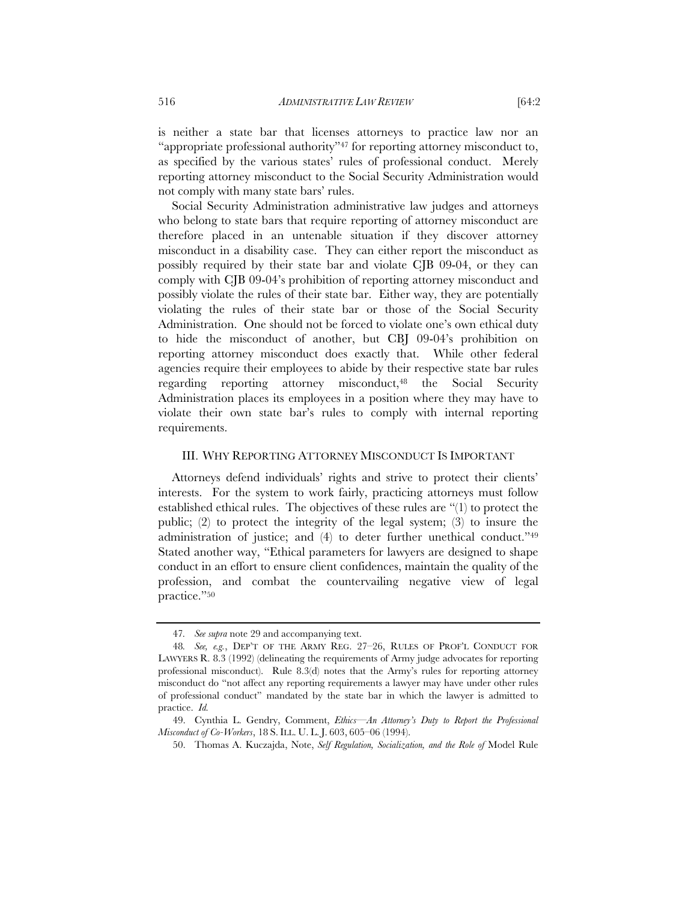is neither a state bar that licenses attorneys to practice law nor an "appropriate professional authority"[47] for reporting attorney misconduct to, as specified by the various states' rules of professional conduct. Merely reporting attorney misconduct to the Social Security Administration would not comply with many state bars' rules.

Social Security Administration administrative law judges and attorneys who belong to state bars that require reporting of attorney misconduct are therefore placed in an untenable situation if they discover attorney misconduct in a disability case. They can either report the misconduct as possibly required by their state bar and violate CJB 09-04, or they can comply with CJB 09-04's prohibition of reporting attorney misconduct and possibly violate the rules of their state bar. Either way, they are potentially violating the rules of their state bar or those of the Social Security Administration. One should not be forced to violate one's own ethical duty to hide the misconduct of another, but CBJ 09-04's prohibition on reporting attorney misconduct does exactly that. While other federal agencies require their employees to abide by their respective state bar rules regarding reporting attorney misconduct,[48] the Social Security Administration places its employees in a position where they may have to violate their own state bar's rules to comply with internal reporting requirements.

## III. WHY REPORTING ATTORNEY MISCONDUCT IS IMPORTANT

Attorneys defend individuals' rights and strive to protect their clients' interests. For the system to work fairly, practicing attorneys must follow established ethical rules. The objectives of these rules are "(1) to protect the public; (2) to protect the integrity of the legal system; (3) to insure the administration of justice; and (4) to deter further unethical conduct."[49] Stated another way, "Ethical parameters for lawyers are designed to shape conduct in an effort to ensure client confidences, maintain the quality of the profession, and combat the countervailing negative view of legal practice."[50]

---

47. *See supra* note 29 and accompanying text.

48. *See, e.g.*, DEP'T OF THE ARMY REG. 27–26, RULES OF PROF'L CONDUCT FOR LAWYERS R. 8.3 (1992) (delineating the requirements of Army judge advocates for reporting professional misconduct). Rule 8.3(d) notes that the Army's rules for reporting attorney misconduct do "not affect any reporting requirements a lawyer may have under other rules of professional conduct" mandated by the state bar in which the lawyer is admitted to practice. *Id.*

49. Cynthia L. Gendry, Comment, *Ethics—An Attorney's Duty to Report the Professional Misconduct of Co-Workers*, 18 S. ILL. U. L. J. 603, 605–06 (1994).

50. Thomas A. Kuczajda, Note, *Self Regulation, Socialization, and the Role of* Model Rule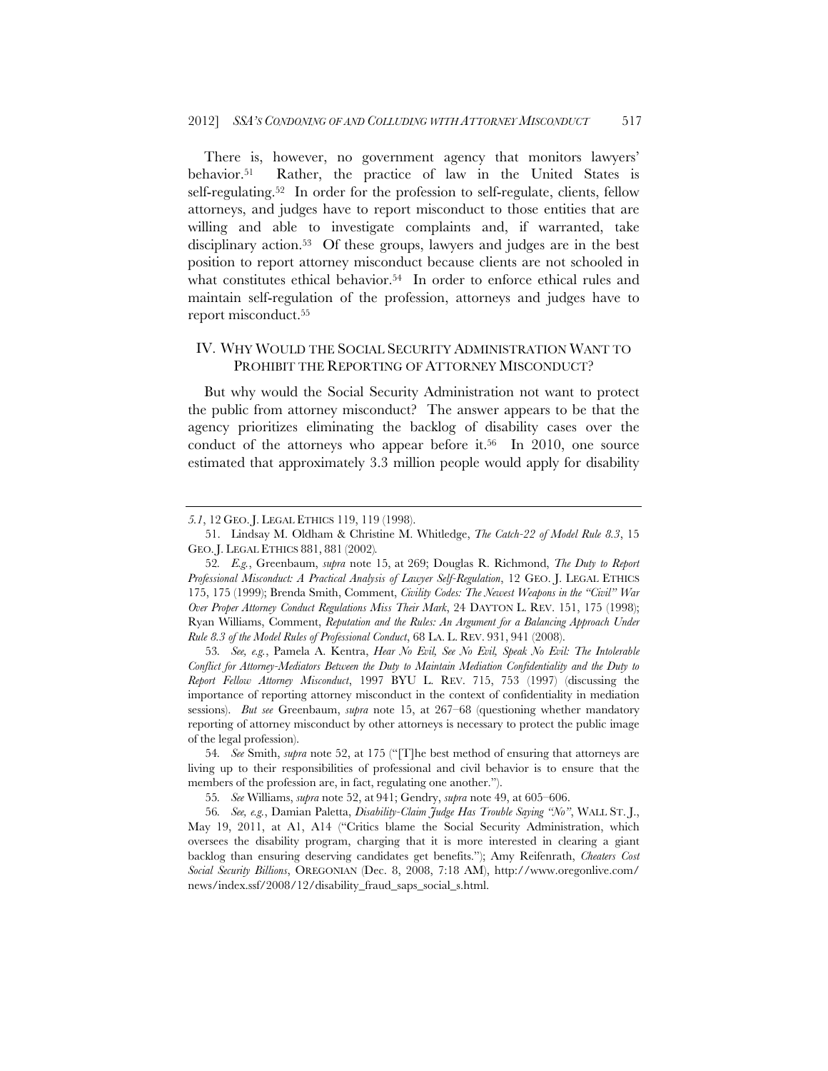There is, however, no government agency that monitors lawyers' behavior.[51] Rather, the practice of law in the United States is self-regulating.[52] In order for the profession to self-regulate, clients, fellow attorneys, and judges have to report misconduct to those entities that are willing and able to investigate complaints and, if warranted, take disciplinary action.[53] Of these groups, lawyers and judges are in the best position to report attorney misconduct because clients are not schooled in what constitutes ethical behavior.[54] In order to enforce ethical rules and maintain self-regulation of the profession, attorneys and judges have to report misconduct.[55]

## IV. WHY WOULD THE SOCIAL SECURITY ADMINISTRATION WANT TO PROHIBIT THE REPORTING OF ATTORNEY MISCONDUCT?

But why would the Social Security Administration not want to protect the public from attorney misconduct? The answer appears to be that the agency prioritizes eliminating the backlog of disability cases over the conduct of the attorneys who appear before it.[56] In 2010, one source estimated that approximately 3.3 million people would apply for disability

---

*5.1*, 12 GEO. J. LEGAL ETHICS 119, 119 (1998).

51. Lindsay M. Oldham & Christine M. Whitledge, *The Catch-22 of Model Rule 8.3*, 15 GEO. J. LEGAL ETHICS 881, 881 (2002).

52. *E.g.*, Greenbaum, *supra* note 15, at 269; Douglas R. Richmond, *The Duty to Report Professional Misconduct: A Practical Analysis of Lawyer Self-Regulation*, 12 GEO. J. LEGAL ETHICS 175, 175 (1999); Brenda Smith, Comment, *Civility Codes: The Newest Weapons in the "Civil" War Over Proper Attorney Conduct Regulations Miss Their Mark*, 24 DAYTON L. REV. 151, 175 (1998); Ryan Williams, Comment, *Reputation and the Rules: An Argument for a Balancing Approach Under Rule 8.3 of the Model Rules of Professional Conduct*, 68 LA. L. REV. 931, 941 (2008).

53. *See, e.g.*, Pamela A. Kentra, *Hear No Evil, See No Evil, Speak No Evil: The Intolerable Conflict for Attorney-Mediators Between the Duty to Maintain Mediation Confidentiality and the Duty to Report Fellow Attorney Misconduct*, 1997 BYU L. REV. 715, 753 (1997) (discussing the importance of reporting attorney misconduct in the context of confidentiality in mediation sessions). *But see* Greenbaum, *supra* note 15, at 267–68 (questioning whether mandatory reporting of attorney misconduct by other attorneys is necessary to protect the public image of the legal profession).

54. *See* Smith, *supra* note 52, at 175 ("[T]he best method of ensuring that attorneys are living up to their responsibilities of professional and civil behavior is to ensure that the members of the profession are, in fact, regulating one another.").

55. *See* Williams, *supra* note 52, at 941; Gendry, *supra* note 49, at 605–606.

56. *See, e.g.*, Damian Paletta, *Disability-Claim Judge Has Trouble Saying "No"*, WALL ST. J., May 19, 2011, at A1, A14 ("Critics blame the Social Security Administration, which oversees the disability program, charging that it is more interested in clearing a giant backlog than ensuring deserving candidates get benefits."); Amy Reifenrath, *Cheaters Cost Social Security Billions*, OREGONIAN (Dec. 8, 2008, 7:18 AM), http://www.oregonlive.com/news/index.ssf/2008/12/disability_fraud_saps_social_s.html.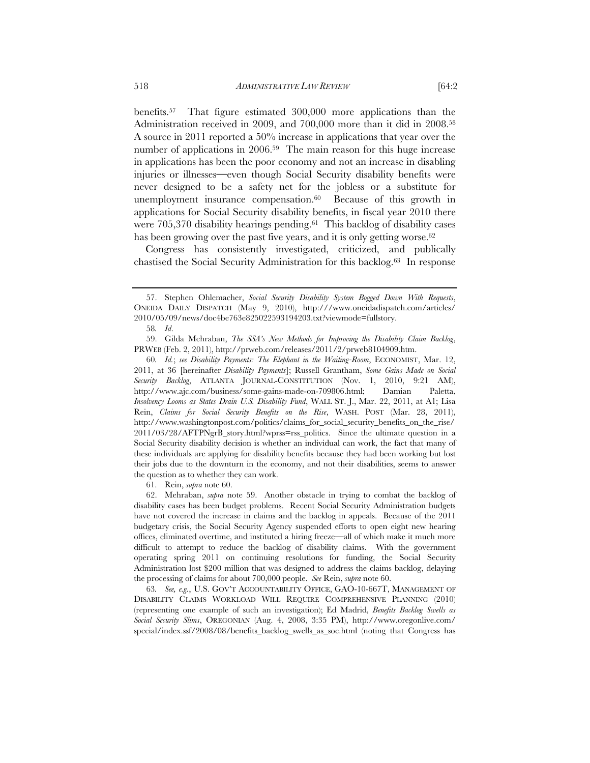benefits.[57] That figure estimated 300,000 more applications than the Administration received in 2009, and 700,000 more than it did in 2008.[58] A source in 2011 reported a 50% increase in applications that year over the number of applications in 2006.[59] The main reason for this huge increase in applications has been the poor economy and not an increase in disabling injuries or illnesses—even though Social Security disability benefits were never designed to be a safety net for the jobless or a substitute for unemployment insurance compensation.[60] Because of this growth in applications for Social Security disability benefits, in fiscal year 2010 there were 705,370 disability hearings pending.[61] This backlog of disability cases has been growing over the past five years, and it is only getting worse.[62]

Congress has consistently investigated, criticized, and publically chastised the Social Security Administration for this backlog.[63] In response

---

57. Stephen Ohlemacher, *Social Security Disability System Bogged Down With Requests*, ONEIDA DAILY DISPATCH (May 9, 2010), http:///www.oneidadispatch.com/articles/2010/05/09/news/doc4be763e825022593194203.txt?viewmode=fullstory.

58. *Id*.

59. Gilda Mehraban, *The SSA's New Methods for Improving the Disability Claim Backlog*, PRWEB (Feb. 2, 2011), http://prweb.com/releases/2011/2/prweb8104909.htm.

60. *Id.*; *see Disability Payments: The Elephant in the Waiting-Room*, ECONOMIST, Mar. 12, 2011, at 36 [hereinafter *Disability Payments*]; Russell Grantham, *Some Gains Made on Social Security Backlog*, ATLANTA JOURNAL-CONSTITUTION (Nov. 1, 2010, 9:21 AM), http://www.ajc.com/business/some-gains-made-on-709806.html; Damian Paletta, *Insolvency Looms as States Drain U.S. Disability Fund*, WALL ST. J., Mar. 22, 2011, at A1; Lisa Rein, *Claims for Social Security Benefits on the Rise*, WASH. POST (Mar. 28, 2011), http://www.washingtonpost.com/politics/claims_for_social_security_benefits_on_the_rise/2011/03/28/AFTPNgrB_story.html?wprss=rss_politics. Since the ultimate question in a Social Security disability decision is whether an individual can work, the fact that many of these individuals are applying for disability benefits because they had been working but lost their jobs due to the downturn in the economy, and not their disabilities, seems to answer the question as to whether they can work.

61. Rein, *supra* note 60.

62. Mehraban, *supra* note 59. Another obstacle in trying to combat the backlog of disability cases has been budget problems. Recent Social Security Administration budgets have not covered the increase in claims and the backlog in appeals. Because of the 2011 budgetary crisis, the Social Security Agency suspended efforts to open eight new hearing offices, eliminated overtime, and instituted a hiring freeze—all of which make it much more difficult to attempt to reduce the backlog of disability claims. With the government operating spring 2011 on continuing resolutions for funding, the Social Security Administration lost $200 million that was designed to address the claims backlog, delaying the processing of claims for about 700,000 people. *See* Rein, *supra* note 60.

63. *See, e.g.*, U.S. GOV'T ACCOUNTABILITY OFFICE, GAO-10-667T, MANAGEMENT OF DISABILITY CLAIMS WORKLOAD WILL REQUIRE COMPREHENSIVE PLANNING (2010) (representing one example of such an investigation); Ed Madrid, *Benefits Backlog Swells as Social Security Slims*, OREGONIAN (Aug. 4, 2008, 3:35 PM), http://www.oregonlive.com/special/index.ssf/2008/08/benefits_backlog_swells_as_soc.html (noting that Congress has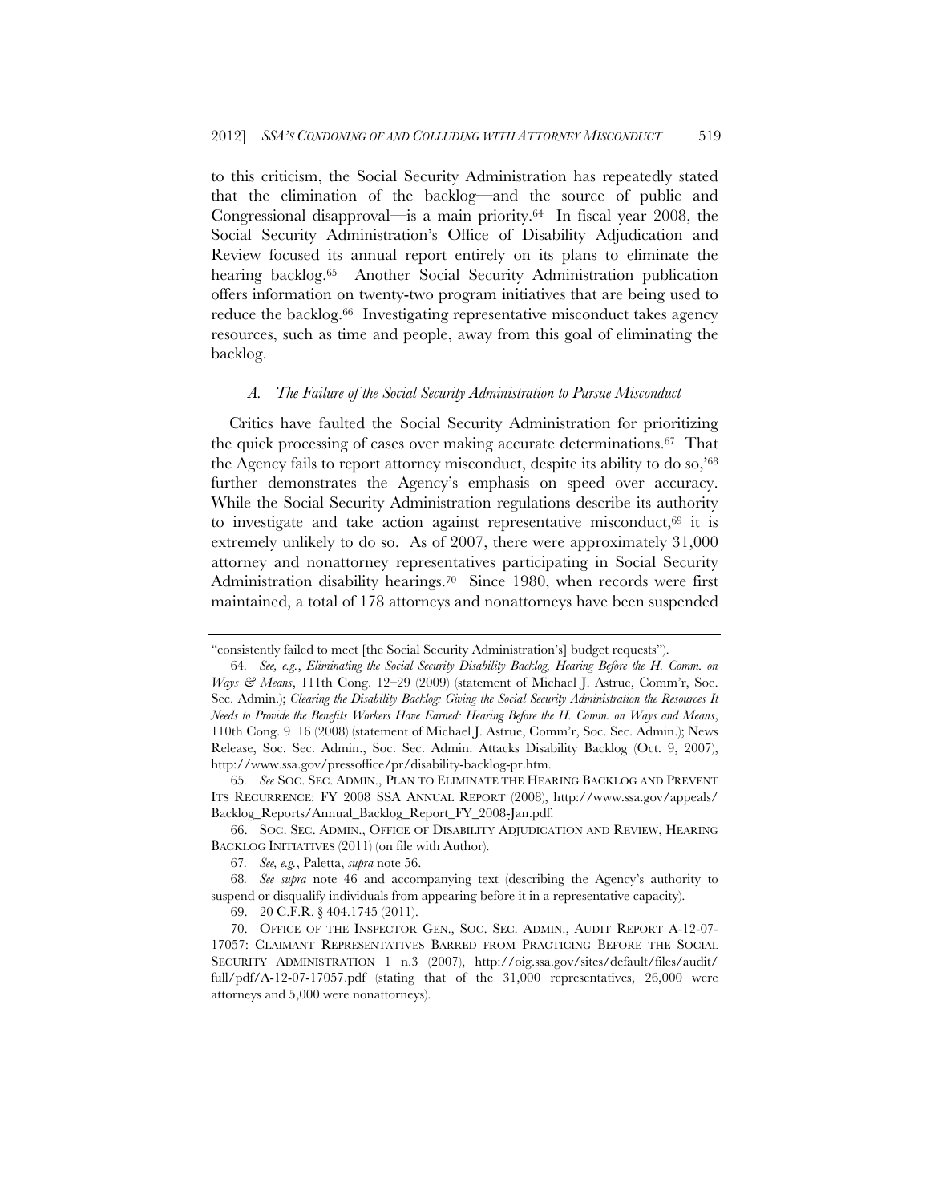to this criticism, the Social Security Administration has repeatedly stated that the elimination of the backlog—and the source of public and Congressional disapproval—is a main priority.[64] In fiscal year 2008, the Social Security Administration's Office of Disability Adjudication and Review focused its annual report entirely on its plans to eliminate the hearing backlog.[65] Another Social Security Administration publication offers information on twenty-two program initiatives that are being used to reduce the backlog.[66] Investigating representative misconduct takes agency resources, such as time and people, away from this goal of eliminating the backlog.

### *A. The Failure of the Social Security Administration to Pursue Misconduct*

Critics have faulted the Social Security Administration for prioritizing the quick processing of cases over making accurate determinations.[67] That the Agency fails to report attorney misconduct, despite its ability to do so,'[68] further demonstrates the Agency's emphasis on speed over accuracy. While the Social Security Administration regulations describe its authority to investigate and take action against representative misconduct,[69] it is extremely unlikely to do so. As of 2007, there were approximately 31,000 attorney and nonattorney representatives participating in Social Security Administration disability hearings.[70] Since 1980, when records were first maintained, a total of 178 attorneys and nonattorneys have been suspended

---

"consistently failed to meet [the Social Security Administration's] budget requests").

64. *See, e.g.*, *Eliminating the Social Security Disability Backlog, Hearing Before the H. Comm. on Ways & Means*, 111th Cong. 12–29 (2009) (statement of Michael J. Astrue, Comm'r, Soc. Sec. Admin.); *Clearing the Disability Backlog: Giving the Social Security Administration the Resources It Needs to Provide the Benefits Workers Have Earned: Hearing Before the H. Comm. on Ways and Means*, 110th Cong. 9–16 (2008) (statement of Michael J. Astrue, Comm'r, Soc. Sec. Admin.); News Release, Soc. Sec. Admin., Soc. Sec. Admin. Attacks Disability Backlog (Oct. 9, 2007), http://www.ssa.gov/pressoffice/pr/disability-backlog-pr.htm.

65. *See* SOC. SEC. ADMIN., PLAN TO ELIMINATE THE HEARING BACKLOG AND PREVENT ITS RECURRENCE: FY 2008 SSA ANNUAL REPORT (2008), http://www.ssa.gov/appeals/Backlog_Reports/Annual_Backlog_Report_FY_2008-Jan.pdf.

66. SOC. SEC. ADMIN., OFFICE OF DISABILITY ADJUDICATION AND REVIEW, HEARING BACKLOG INITIATIVES (2011) (on file with Author).

67. *See, e.g.*, Paletta, *supra* note 56.

68. *See supra* note 46 and accompanying text (describing the Agency's authority to suspend or disqualify individuals from appearing before it in a representative capacity).

69. 20 C.F.R. § 404.1745 (2011).

70. OFFICE OF THE INSPECTOR GEN., SOC. SEC. ADMIN., AUDIT REPORT A-12-07-17057: CLAIMANT REPRESENTATIVES BARRED FROM PRACTICING BEFORE THE SOCIAL SECURITY ADMINISTRATION 1 n.3 (2007), http://oig.ssa.gov/sites/default/files/audit/full/pdf/A-12-07-17057.pdf (stating that of the 31,000 representatives, 26,000 were attorneys and 5,000 were nonattorneys).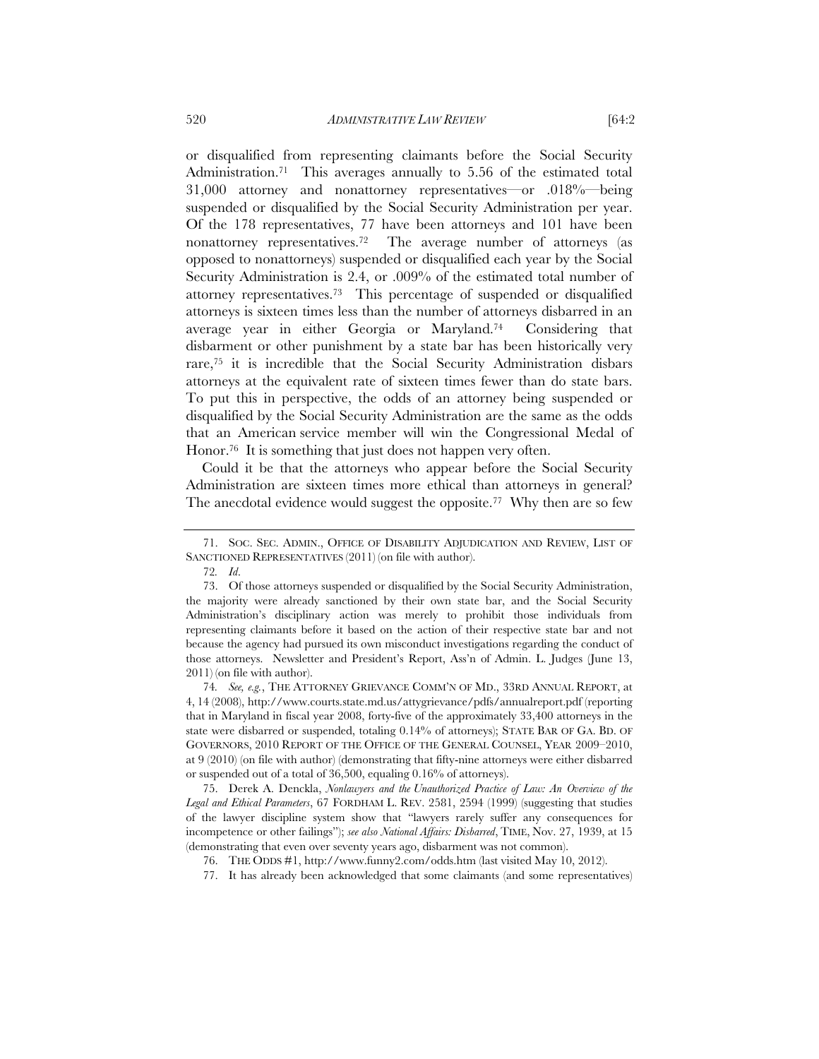or disqualified from representing claimants before the Social Security Administration.[71] This averages annually to 5.56 of the estimated total 31,000 attorney and nonattorney representatives—or .018%—being suspended or disqualified by the Social Security Administration per year. Of the 178 representatives, 77 have been attorneys and 101 have been nonattorney representatives.[72] The average number of attorneys (as opposed to nonattorneys) suspended or disqualified each year by the Social Security Administration is 2.4, or .009% of the estimated total number of attorney representatives.[73] This percentage of suspended or disqualified attorneys is sixteen times less than the number of attorneys disbarred in an average year in either Georgia or Maryland.[74] Considering that disbarment or other punishment by a state bar has been historically very rare,[75] it is incredible that the Social Security Administration disbars attorneys at the equivalent rate of sixteen times fewer than do state bars. To put this in perspective, the odds of an attorney being suspended or disqualified by the Social Security Administration are the same as the odds that an American service member will win the Congressional Medal of Honor.[76] It is something that just does not happen very often.

Could it be that the attorneys who appear before the Social Security Administration are sixteen times more ethical than attorneys in general? The anecdotal evidence would suggest the opposite.[77] Why then are so few

---

71. SOC. SEC. ADMIN., OFFICE OF DISABILITY ADJUDICATION AND REVIEW, LIST OF SANCTIONED REPRESENTATIVES (2011) (on file with author).

72. *Id.*

73. Of those attorneys suspended or disqualified by the Social Security Administration, the majority were already sanctioned by their own state bar, and the Social Security Administration's disciplinary action was merely to prohibit those individuals from representing claimants before it based on the action of their respective state bar and not because the agency had pursued its own misconduct investigations regarding the conduct of those attorneys. Newsletter and President's Report, Ass'n of Admin. L. Judges (June 13, 2011) (on file with author).

74. *See, e.g.*, THE ATTORNEY GRIEVANCE COMM'N OF MD., 33RD ANNUAL REPORT, at 4, 14 (2008), http://www.courts.state.md.us/attygrievance/pdfs/annualreport.pdf (reporting that in Maryland in fiscal year 2008, forty-five of the approximately 33,400 attorneys in the state were disbarred or suspended, totaling 0.14% of attorneys); STATE BAR OF GA. BD. OF GOVERNORS, 2010 REPORT OF THE OFFICE OF THE GENERAL COUNSEL, YEAR 2009–2010, at 9 (2010) (on file with author) (demonstrating that fifty-nine attorneys were either disbarred or suspended out of a total of 36,500, equaling 0.16% of attorneys).

75. Derek A. Denckla, *Nonlawyers and the Unauthorized Practice of Law: An Overview of the Legal and Ethical Parameters*, 67 FORDHAM L. REV. 2581, 2594 (1999) (suggesting that studies of the lawyer discipline system show that "lawyers rarely suffer any consequences for incompetence or other failings"); *see also National Affairs: Disbarred*, TIME, Nov. 27, 1939, at 15 (demonstrating that even over seventy years ago, disbarment was not common).

76. THE ODDS #1, http://www.funny2.com/odds.htm (last visited May 10, 2012).

77. It has already been acknowledged that some claimants (and some representatives)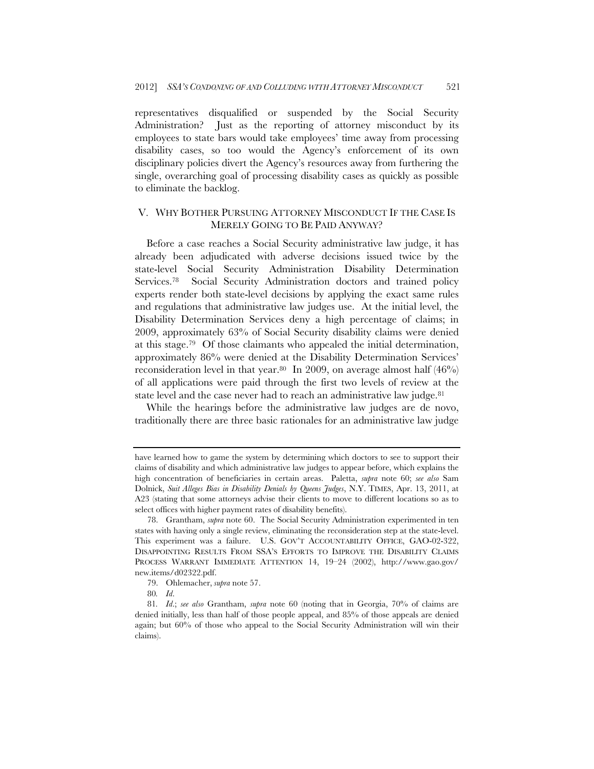representatives disqualified or suspended by the Social Security Administration? Just as the reporting of attorney misconduct by its employees to state bars would take employees' time away from processing disability cases, so too would the Agency's enforcement of its own disciplinary policies divert the Agency's resources away from furthering the single, overarching goal of processing disability cases as quickly as possible to eliminate the backlog.

## V. WHY BOTHER PURSUING ATTORNEY MISCONDUCT IF THE CASE IS MERELY GOING TO BE PAID ANYWAY?

Before a case reaches a Social Security administrative law judge, it has already been adjudicated with adverse decisions issued twice by the state-level Social Security Administration Disability Determination Services.[78] Social Security Administration doctors and trained policy experts render both state-level decisions by applying the exact same rules and regulations that administrative law judges use. At the initial level, the Disability Determination Services deny a high percentage of claims; in 2009, approximately 63% of Social Security disability claims were denied at this stage.[79] Of those claimants who appealed the initial determination, approximately 86% were denied at the Disability Determination Services' reconsideration level in that year.[80] In 2009, on average almost half (46%) of all applications were paid through the first two levels of review at the state level and the case never had to reach an administrative law judge.[81]

While the hearings before the administrative law judges are de novo, traditionally there are three basic rationales for an administrative law judge

---

have learned how to game the system by determining which doctors to see to support their claims of disability and which administrative law judges to appear before, which explains the high concentration of beneficiaries in certain areas. Paletta, *supra* note 60; *see also* Sam Dolnick, *Suit Alleges Bias in Disability Denials by Queens Judges*, N.Y. TIMES, Apr. 13, 2011, at A23 (stating that some attorneys advise their clients to move to different locations so as to select offices with higher payment rates of disability benefits).

78. Grantham, *supra* note 60. The Social Security Administration experimented in ten states with having only a single review, eliminating the reconsideration step at the state-level. This experiment was a failure. U.S. GOV'T ACCOUNTABILITY OFFICE, GAO-02-322, DISAPPOINTING RESULTS FROM SSA'S EFFORTS TO IMPROVE THE DISABILITY CLAIMS PROCESS WARRANT IMMEDIATE ATTENTION 14, 19–24 (2002), http://www.gao.gov/new.items/d02322.pdf.

79. Ohlemacher, *supra* note 57.

80. *Id.*

81. *Id.*; *see also* Grantham, *supra* note 60 (noting that in Georgia, 70% of claims are denied initially, less than half of those people appeal, and 85% of those appeals are denied again; but 60% of those who appeal to the Social Security Administration will win their claims).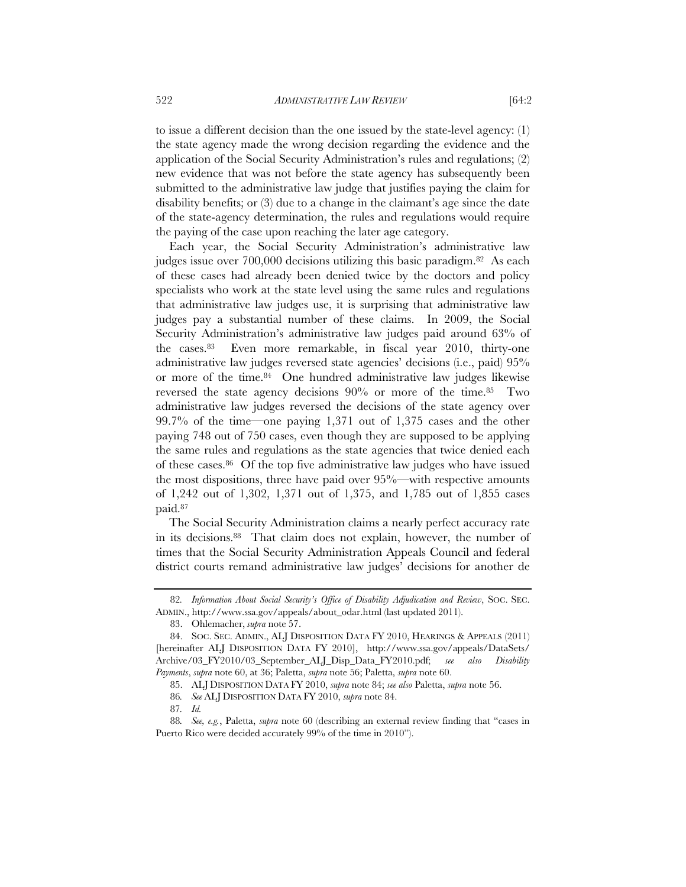to issue a different decision than the one issued by the state-level agency: (1) the state agency made the wrong decision regarding the evidence and the application of the Social Security Administration's rules and regulations; (2) new evidence that was not before the state agency has subsequently been submitted to the administrative law judge that justifies paying the claim for disability benefits; or (3) due to a change in the claimant's age since the date of the state-agency determination, the rules and regulations would require the paying of the case upon reaching the later age category.

Each year, the Social Security Administration's administrative law judges issue over 700,000 decisions utilizing this basic paradigm.[82] As each of these cases had already been denied twice by the doctors and policy specialists who work at the state level using the same rules and regulations that administrative law judges use, it is surprising that administrative law judges pay a substantial number of these claims. In 2009, the Social Security Administration's administrative law judges paid around 63% of the cases.[83] Even more remarkable, in fiscal year 2010, thirty-one administrative law judges reversed state agencies' decisions (i.e., paid) 95% or more of the time.[84] One hundred administrative law judges likewise reversed the state agency decisions 90% or more of the time.[85] Two administrative law judges reversed the decisions of the state agency over 99.7% of the time—one paying 1,371 out of 1,375 cases and the other paying 748 out of 750 cases, even though they are supposed to be applying the same rules and regulations as the state agencies that twice denied each of these cases.[86] Of the top five administrative law judges who have issued the most dispositions, three have paid over 95%—with respective amounts of 1,242 out of 1,302, 1,371 out of 1,375, and 1,785 out of 1,855 cases paid.[87]

The Social Security Administration claims a nearly perfect accuracy rate in its decisions.[88] That claim does not explain, however, the number of times that the Social Security Administration Appeals Council and federal district courts remand administrative law judges' decisions for another de

---

82. *Information About Social Security's Office of Disability Adjudication and Review*, SOC. SEC. ADMIN., http://www.ssa.gov/appeals/about_odar.html (last updated 2011).

83. Ohlemacher, *supra* note 57.

84. SOC. SEC. ADMIN., ALJ DISPOSITION DATA FY 2010, HEARINGS & APPEALS (2011) [hereinafter ALJ DISPOSITION DATA FY 2010], http://www.ssa.gov/appeals/DataSets/Archive/03_FY2010/03_September_ALJ_Disp_Data_FY2010.pdf; *see also Disability Payments*, *supra* note 60, at 36; Paletta, *supra* note 56; Paletta, *supra* note 60.

85. ALJ DISPOSITION DATA FY 2010, *supra* note 84; *see also* Paletta, *supra* note 56.

86. *See* ALJ DISPOSITION DATA FY 2010, *supra* note 84.

87. *Id.*

88. *See, e.g.*, Paletta, *supra* note 60 (describing an external review finding that "cases in Puerto Rico were decided accurately 99% of the time in 2010").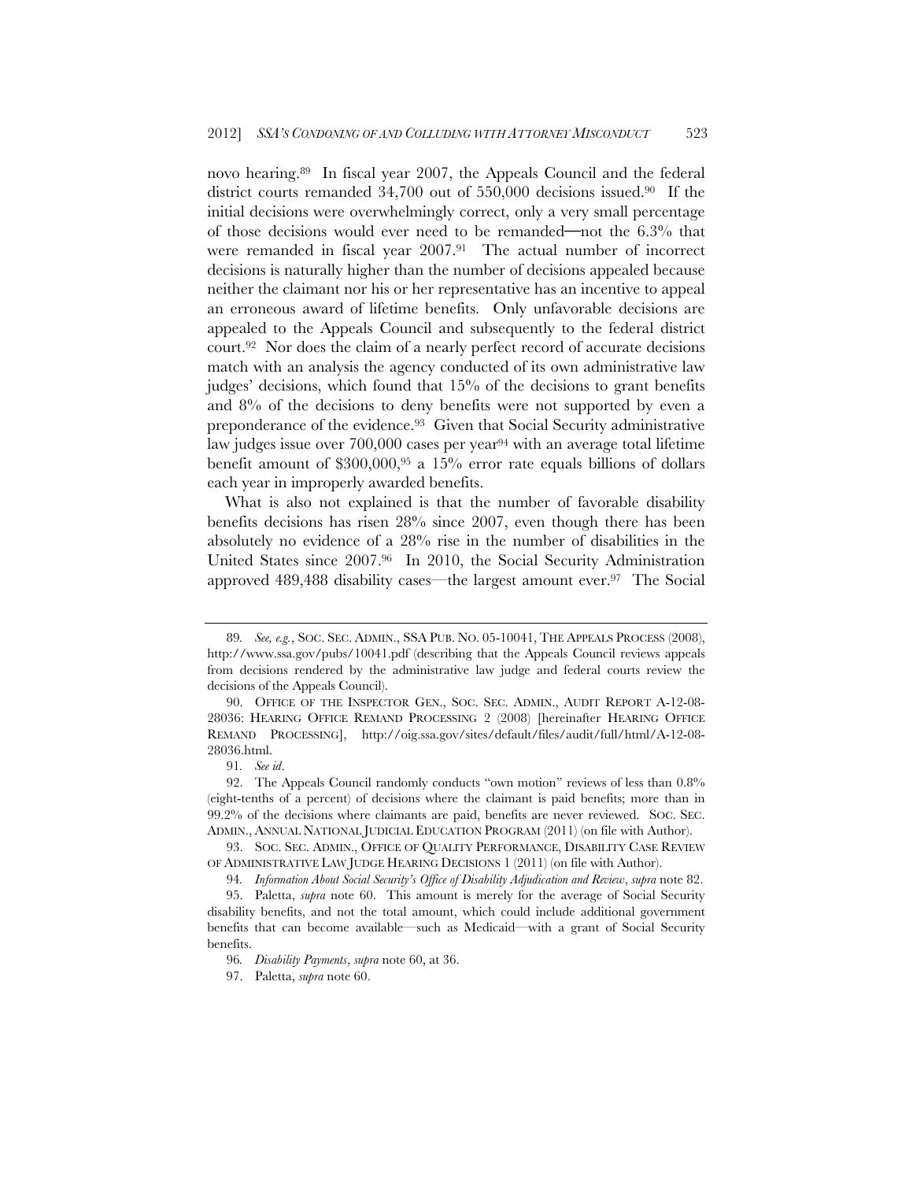novo hearing.[89] In fiscal year 2007, the Appeals Council and the federal district courts remanded 34,700 out of 550,000 decisions issued.[90] If the initial decisions were overwhelmingly correct, only a very small percentage of those decisions would ever need to be remanded—not the 6.3% that were remanded in fiscal year 2007.[91] The actual number of incorrect decisions is naturally higher than the number of decisions appealed because neither the claimant nor his or her representative has an incentive to appeal an erroneous award of lifetime benefits. Only unfavorable decisions are appealed to the Appeals Council and subsequently to the federal district court.[92] Nor does the claim of a nearly perfect record of accurate decisions match with an analysis the agency conducted of its own administrative law judges' decisions, which found that 15% of the decisions to grant benefits and 8% of the decisions to deny benefits were not supported by even a preponderance of the evidence.[93] Given that Social Security administrative law judges issue over 700,000 cases per year[94] with an average total lifetime benefit amount of $300,000,[95] a 15% error rate equals billions of dollars each year in improperly awarded benefits.

What is also not explained is that the number of favorable disability benefits decisions has risen 28% since 2007, even though there has been absolutely no evidence of a 28% rise in the number of disabilities in the United States since 2007.[96] In 2010, the Social Security Administration approved 489,488 disability cases—the largest amount ever.[97] The Social

---

89. *See, e.g.*, SOC. SEC. ADMIN., SSA PUB. NO. 05-10041, THE APPEALS PROCESS (2008), http://www.ssa.gov/pubs/10041.pdf (describing that the Appeals Council reviews appeals from decisions rendered by the administrative law judge and federal courts review the decisions of the Appeals Council).

90. OFFICE OF THE INSPECTOR GEN., SOC. SEC. ADMIN., AUDIT REPORT A-12-08-28036: HEARING OFFICE REMAND PROCESSING 2 (2008) [hereinafter HEARING OFFICE REMAND PROCESSING], http://oig.ssa.gov/sites/default/files/audit/full/html/A-12-08-28036.html.

91. *See id*.

92. The Appeals Council randomly conducts "own motion" reviews of less than 0.8% (eight-tenths of a percent) of decisions where the claimant is paid benefits; more than in 99.2% of the decisions where claimants are paid, benefits are never reviewed. SOC. SEC. ADMIN., ANNUAL NATIONAL JUDICIAL EDUCATION PROGRAM (2011) (on file with Author).

93. SOC. SEC. ADMIN., OFFICE OF QUALITY PERFORMANCE, DISABILITY CASE REVIEW OF ADMINISTRATIVE LAW JUDGE HEARING DECISIONS 1 (2011) (on file with Author).

94. *Information About Social Security's Office of Disability Adjudication and Review*, *supra* note 82.

95. Paletta, *supra* note 60. This amount is merely for the average of Social Security disability benefits, and not the total amount, which could include additional government benefits that can become available—such as Medicaid—with a grant of Social Security benefits.

96. *Disability Payments*, *supra* note 60, at 36.

97. Paletta, *supra* note 60.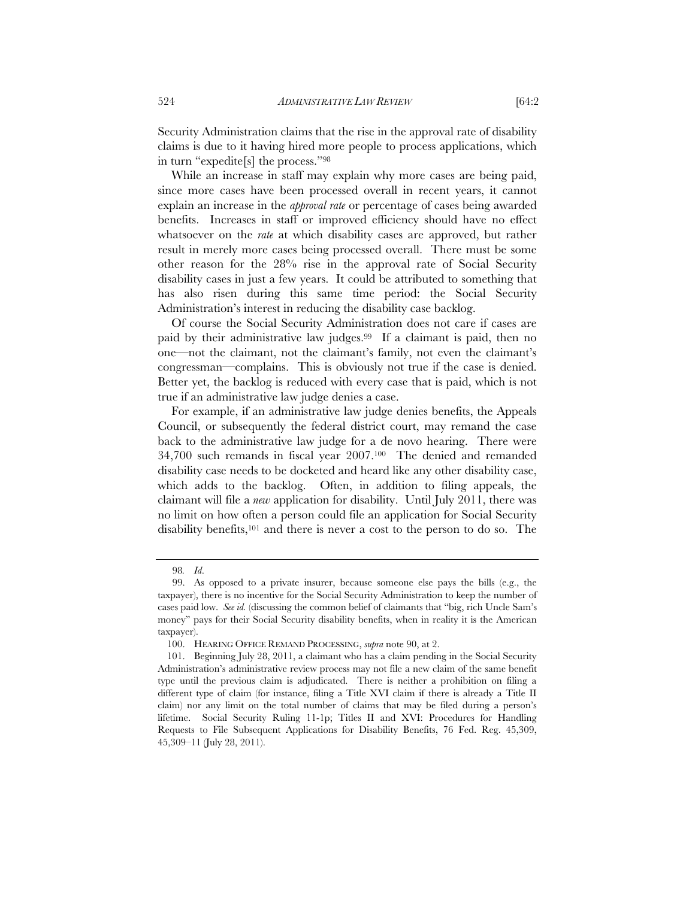Security Administration claims that the rise in the approval rate of disability claims is due to it having hired more people to process applications, which in turn "expedite[s] the process."[98]

While an increase in staff may explain why more cases are being paid, since more cases have been processed overall in recent years, it cannot explain an increase in the *approval rate* or percentage of cases being awarded benefits. Increases in staff or improved efficiency should have no effect whatsoever on the *rate* at which disability cases are approved, but rather result in merely more cases being processed overall. There must be some other reason for the 28% rise in the approval rate of Social Security disability cases in just a few years. It could be attributed to something that has also risen during this same time period: the Social Security Administration's interest in reducing the disability case backlog.

Of course the Social Security Administration does not care if cases are paid by their administrative law judges.[99] If a claimant is paid, then no one—not the claimant, not the claimant's family, not even the claimant's congressman—complains. This is obviously not true if the case is denied. Better yet, the backlog is reduced with every case that is paid, which is not true if an administrative law judge denies a case.

For example, if an administrative law judge denies benefits, the Appeals Council, or subsequently the federal district court, may remand the case back to the administrative law judge for a de novo hearing. There were 34,700 such remands in fiscal year 2007.[100] The denied and remanded disability case needs to be docketed and heard like any other disability case, which adds to the backlog. Often, in addition to filing appeals, the claimant will file a *new* application for disability. Until July 2011, there was no limit on how often a person could file an application for Social Security disability benefits,[101] and there is never a cost to the person to do so. The

---

98. *Id*.

99. As opposed to a private insurer, because someone else pays the bills (e.g., the taxpayer), there is no incentive for the Social Security Administration to keep the number of cases paid low. *See id.* (discussing the common belief of claimants that "big, rich Uncle Sam's money" pays for their Social Security disability benefits, when in reality it is the American taxpayer).

100. HEARING OFFICE REMAND PROCESSING, *supra* note 90, at 2.

101. Beginning July 28, 2011, a claimant who has a claim pending in the Social Security Administration's administrative review process may not file a new claim of the same benefit type until the previous claim is adjudicated. There is neither a prohibition on filing a different type of claim (for instance, filing a Title XVI claim if there is already a Title II claim) nor any limit on the total number of claims that may be filed during a person's lifetime. Social Security Ruling 11-1p; Titles II and XVI: Procedures for Handling Requests to File Subsequent Applications for Disability Benefits, 76 Fed. Reg. 45,309, 45,309–11 (July 28, 2011).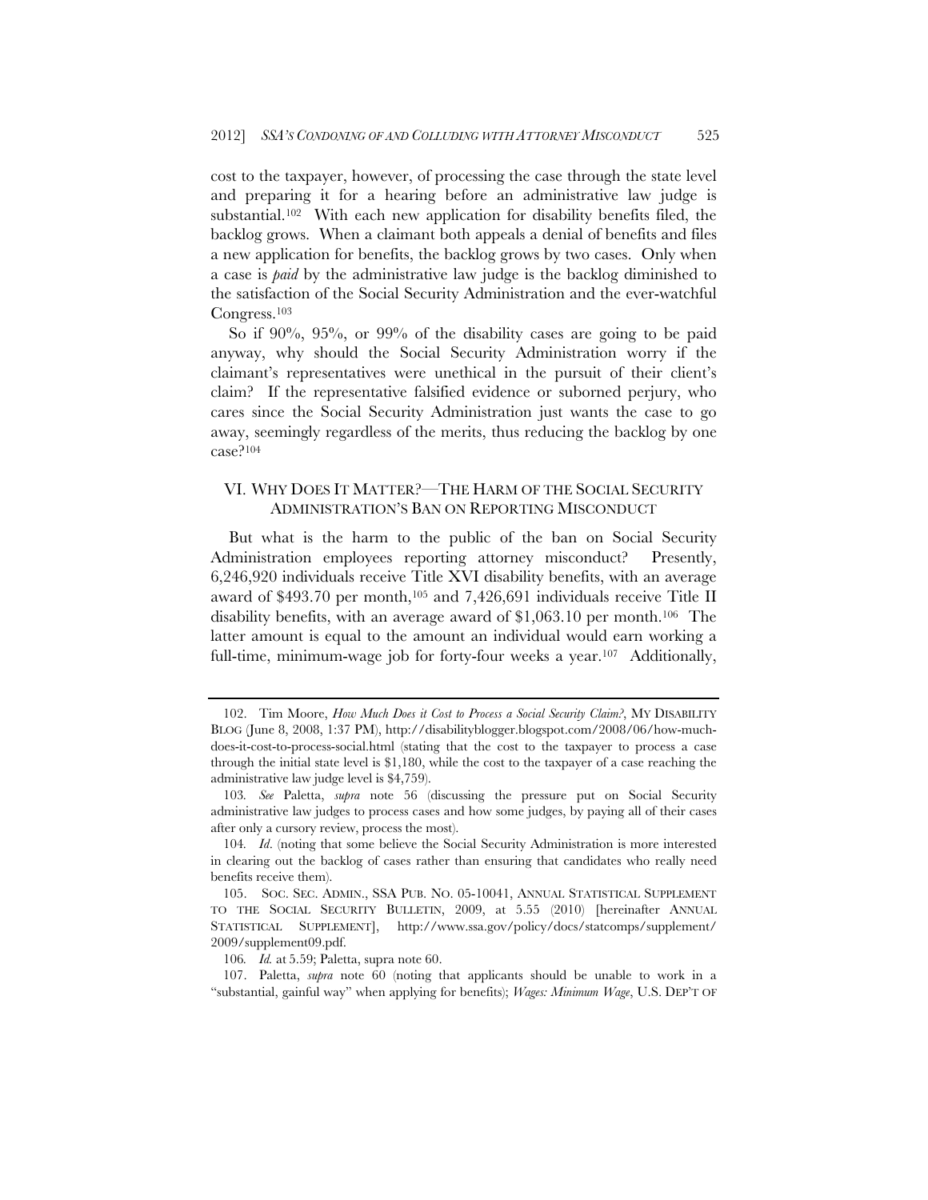cost to the taxpayer, however, of processing the case through the state level and preparing it for a hearing before an administrative law judge is substantial.[102] With each new application for disability benefits filed, the backlog grows. When a claimant both appeals a denial of benefits and files a new application for benefits, the backlog grows by two cases. Only when a case is *paid* by the administrative law judge is the backlog diminished to the satisfaction of the Social Security Administration and the ever-watchful Congress.[103]

So if 90%, 95%, or 99% of the disability cases are going to be paid anyway, why should the Social Security Administration worry if the claimant's representatives were unethical in the pursuit of their client's claim? If the representative falsified evidence or suborned perjury, who cares since the Social Security Administration just wants the case to go away, seemingly regardless of the merits, thus reducing the backlog by one case?[104]

## VI. WHY DOES IT MATTER?—THE HARM OF THE SOCIAL SECURITY ADMINISTRATION'S BAN ON REPORTING MISCONDUCT

But what is the harm to the public of the ban on Social Security Administration employees reporting attorney misconduct? Presently, 6,246,920 individuals receive Title XVI disability benefits, with an average award of $493.70 per month,[105] and 7,426,691 individuals receive Title II disability benefits, with an average award of $1,063.10 per month.[106] The latter amount is equal to the amount an individual would earn working a full-time, minimum-wage job for forty-four weeks a year.[107] Additionally,

---

102. Tim Moore, *How Much Does it Cost to Process a Social Security Claim?*, MY DISABILITY BLOG (June 8, 2008, 1:37 PM), http://disabilityblogger.blogspot.com/2008/06/how-much-does-it-cost-to-process-social.html (stating that the cost to the taxpayer to process a case through the initial state level is $1,180, while the cost to the taxpayer of a case reaching the administrative law judge level is $4,759).

103. *See* Paletta, *supra* note 56 (discussing the pressure put on Social Security administrative law judges to process cases and how some judges, by paying all of their cases after only a cursory review, process the most).

104. *Id*. (noting that some believe the Social Security Administration is more interested in clearing out the backlog of cases rather than ensuring that candidates who really need benefits receive them).

105. SOC. SEC. ADMIN., SSA PUB. NO. 05-10041, ANNUAL STATISTICAL SUPPLEMENT TO THE SOCIAL SECURITY BULLETIN, 2009, at 5.55 (2010) [hereinafter ANNUAL STATISTICAL SUPPLEMENT], http://www.ssa.gov/policy/docs/statcomps/supplement/2009/supplement09.pdf.

106. *Id.* at 5.59; Paletta, supra note 60.

107. Paletta, *supra* note 60 (noting that applicants should be unable to work in a "substantial, gainful way" when applying for benefits); *Wages: Minimum Wage*, U.S. DEP'T OF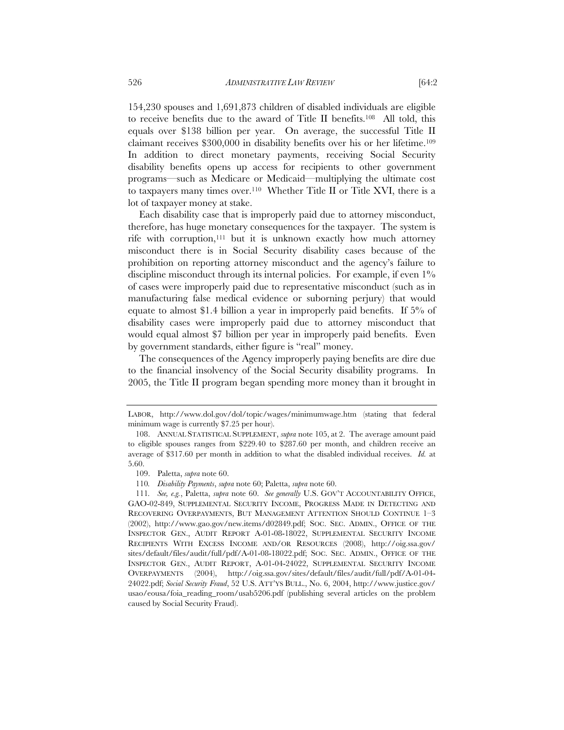154,230 spouses and 1,691,873 children of disabled individuals are eligible to receive benefits due to the award of Title II benefits.[108] All told, this equals over $138 billion per year. On average, the successful Title II claimant receives $300,000 in disability benefits over his or her lifetime.[109] In addition to direct monetary payments, receiving Social Security disability benefits opens up access for recipients to other government programs—such as Medicare or Medicaid—multiplying the ultimate cost to taxpayers many times over.[110] Whether Title II or Title XVI, there is a lot of taxpayer money at stake.

Each disability case that is improperly paid due to attorney misconduct, therefore, has huge monetary consequences for the taxpayer. The system is rife with corruption,[111] but it is unknown exactly how much attorney misconduct there is in Social Security disability cases because of the prohibition on reporting attorney misconduct and the agency's failure to discipline misconduct through its internal policies. For example, if even 1% of cases were improperly paid due to representative misconduct (such as in manufacturing false medical evidence or suborning perjury) that would equate to almost $1.4 billion a year in improperly paid benefits. If 5% of disability cases were improperly paid due to attorney misconduct that would equal almost $7 billion per year in improperly paid benefits. Even by government standards, either figure is "real" money.

The consequences of the Agency improperly paying benefits are dire due to the financial insolvency of the Social Security disability programs. In 2005, the Title II program began spending more money than it brought in

---

LABOR, http://www.dol.gov/dol/topic/wages/minimumwage.htm (stating that federal minimum wage is currently $7.25 per hour).

108. ANNUAL STATISTICAL SUPPLEMENT, *supra* note 105, at 2. The average amount paid to eligible spouses ranges from $229.40 to $287.60 per month, and children receive an average of $317.60 per month in addition to what the disabled individual receives. *Id.* at 5.60.

109. Paletta, *supra* note 60.

110. *Disability Payments*, *supra* note 60; Paletta, *supra* note 60.

111. *See, e.g.*, Paletta, *supra* note 60. *See generally* U.S. GOV'T ACCOUNTABILITY OFFICE, GAO-02-849, SUPPLEMENTAL SECURITY INCOME, PROGRESS MADE IN DETECTING AND RECOVERING OVERPAYMENTS, BUT MANAGEMENT ATTENTION SHOULD CONTINUE 1–3 (2002), http://www.gao.gov/new.items/d02849.pdf; SOC. SEC. ADMIN., OFFICE OF THE INSPECTOR GEN., AUDIT REPORT A-01-08-18022, SUPPLEMENTAL SECURITY INCOME RECIPIENTS WITH EXCESS INCOME AND/OR RESOURCES (2008), http://oig.ssa.gov/sites/default/files/audit/full/pdf/A-01-08-18022.pdf; SOC. SEC. ADMIN., OFFICE OF THE INSPECTOR GEN., AUDIT REPORT, A-01-04-24022, SUPPLEMENTAL SECURITY INCOME OVERPAYMENTS (2004), http://oig.ssa.gov/sites/default/files/audit/full/pdf/A-01-04-24022.pdf; *Social Security Fraud*, 52 U.S. ATT'YS BULL., No. 6, 2004, http://www.justice.gov/usao/eousa/foia_reading_room/usab5206.pdf (publishing several articles on the problem caused by Social Security Fraud).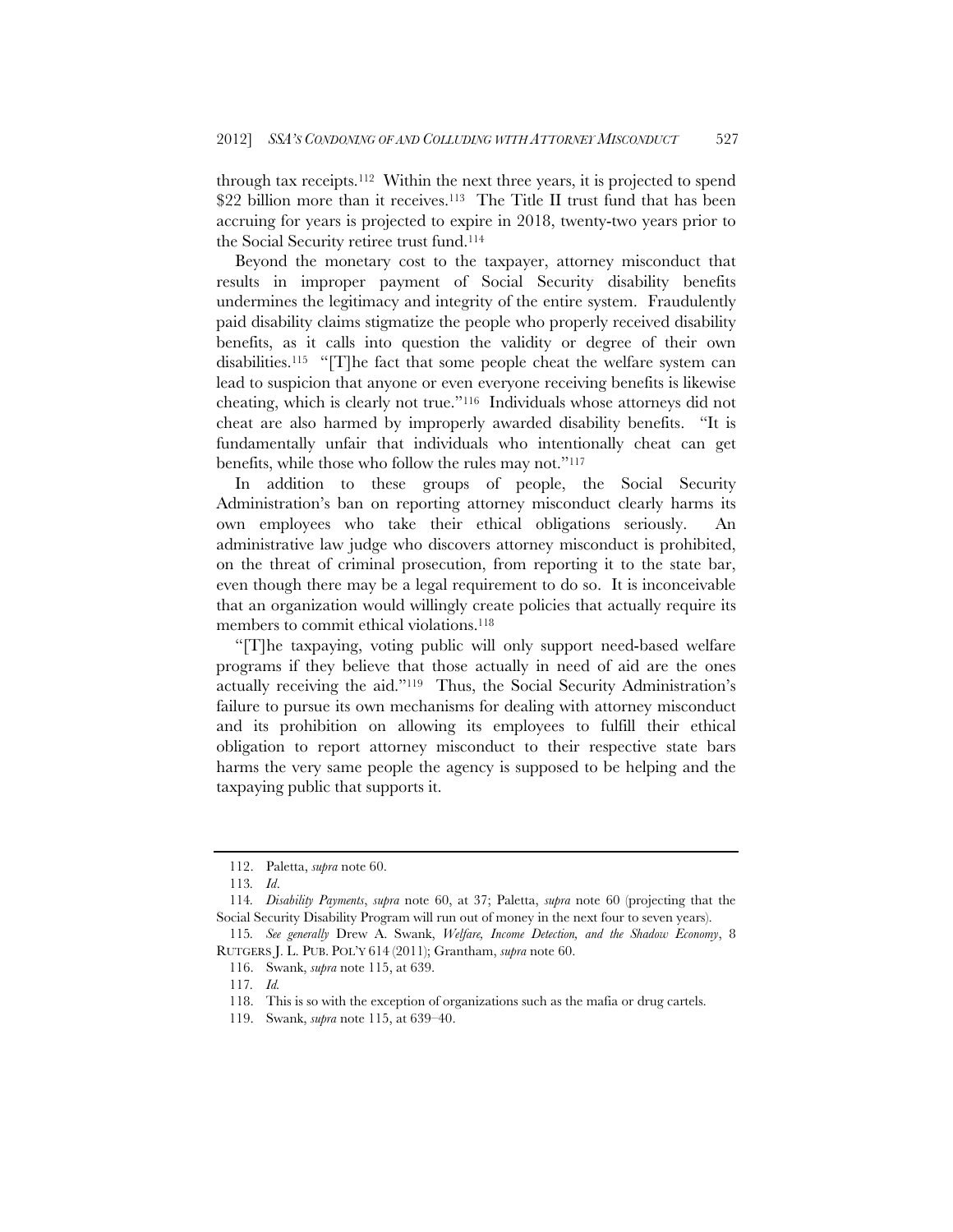through tax receipts.[112] Within the next three years, it is projected to spend $22 billion more than it receives.[113] The Title II trust fund that has been accruing for years is projected to expire in 2018, twenty-two years prior to the Social Security retiree trust fund.[114]

Beyond the monetary cost to the taxpayer, attorney misconduct that results in improper payment of Social Security disability benefits undermines the legitimacy and integrity of the entire system. Fraudulently paid disability claims stigmatize the people who properly received disability benefits, as it calls into question the validity or degree of their own disabilities.[115] "[T]he fact that some people cheat the welfare system can lead to suspicion that anyone or even everyone receiving benefits is likewise cheating, which is clearly not true."[116] Individuals whose attorneys did not cheat are also harmed by improperly awarded disability benefits. "It is fundamentally unfair that individuals who intentionally cheat can get benefits, while those who follow the rules may not."[117]

In addition to these groups of people, the Social Security Administration's ban on reporting attorney misconduct clearly harms its own employees who take their ethical obligations seriously. An administrative law judge who discovers attorney misconduct is prohibited, on the threat of criminal prosecution, from reporting it to the state bar, even though there may be a legal requirement to do so. It is inconceivable that an organization would willingly create policies that actually require its members to commit ethical violations.[118]

"[T]he taxpaying, voting public will only support need-based welfare programs if they believe that those actually in need of aid are the ones actually receiving the aid."[119] Thus, the Social Security Administration's failure to pursue its own mechanisms for dealing with attorney misconduct and its prohibition on allowing its employees to fulfill their ethical obligation to report attorney misconduct to their respective state bars harms the very same people the agency is supposed to be helping and the taxpaying public that supports it.

---

112. Paletta, *supra* note 60.

113. *Id*.

114. *Disability Payments*, *supra* note 60, at 37; Paletta, *supra* note 60 (projecting that the Social Security Disability Program will run out of money in the next four to seven years).

115. *See generally* Drew A. Swank, *Welfare, Income Detection, and the Shadow Economy*, 8 RUTGERS J. L. PUB. POL'Y 614 (2011); Grantham, *supra* note 60.

116. Swank, *supra* note 115, at 639.

117. *Id.*

118. This is so with the exception of organizations such as the mafia or drug cartels.

119. Swank, *supra* note 115, at 639–40.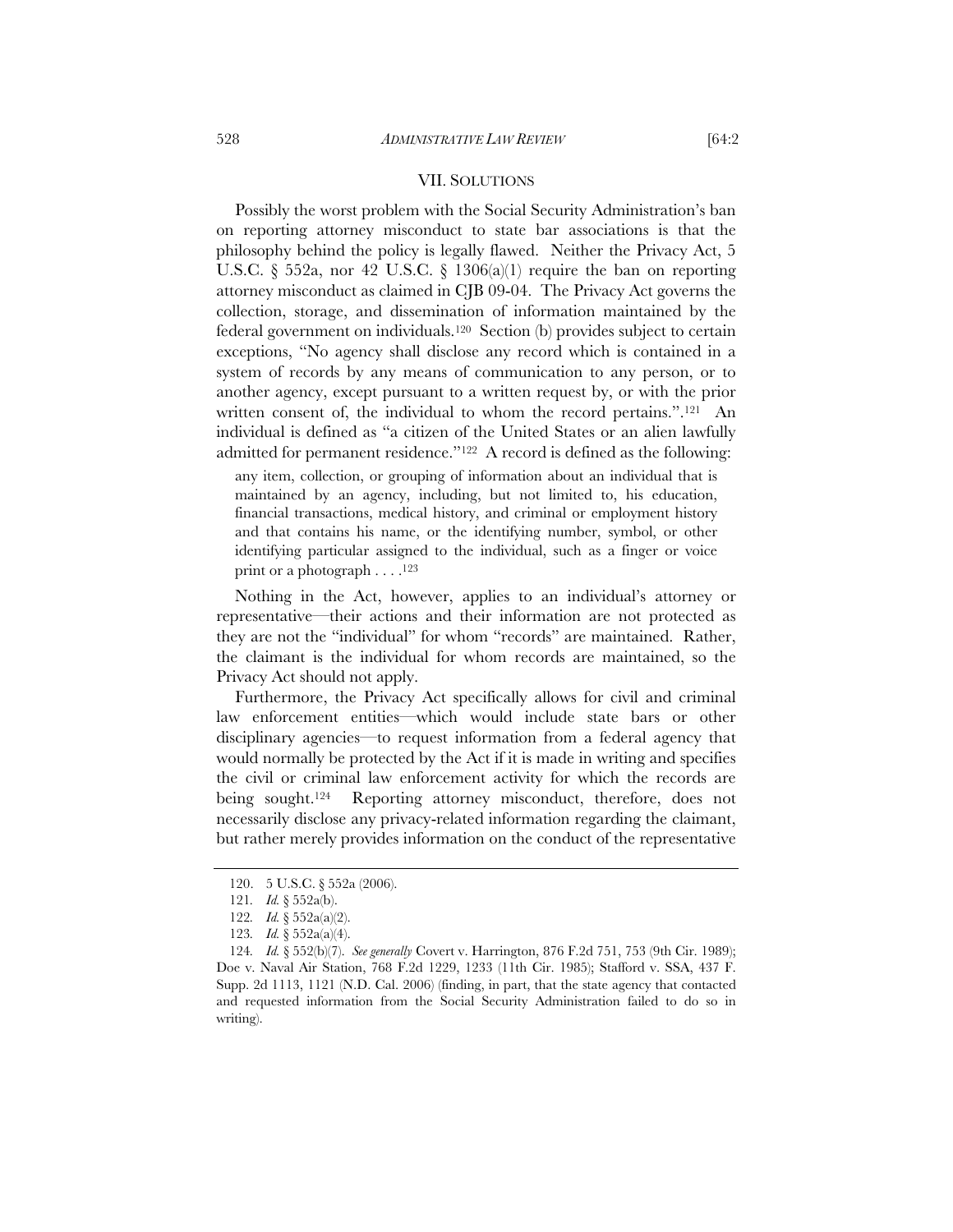## VII. SOLUTIONS

Possibly the worst problem with the Social Security Administration's ban on reporting attorney misconduct to state bar associations is that the philosophy behind the policy is legally flawed. Neither the Privacy Act, 5 U.S.C. § 552a, nor 42 U.S.C. § 1306(a)(1) require the ban on reporting attorney misconduct as claimed in CJB 09-04. The Privacy Act governs the collection, storage, and dissemination of information maintained by the federal government on individuals.[120] Section (b) provides subject to certain exceptions, "No agency shall disclose any record which is contained in a system of records by any means of communication to any person, or to another agency, except pursuant to a written request by, or with the prior written consent of, the individual to whom the record pertains.".[121] An individual is defined as "a citizen of the United States or an alien lawfully admitted for permanent residence."[122] A record is defined as the following:

> any item, collection, or grouping of information about an individual that is maintained by an agency, including, but not limited to, his education, financial transactions, medical history, and criminal or employment history and that contains his name, or the identifying number, symbol, or other identifying particular assigned to the individual, such as a finger or voice print or a photograph . . . .[123]

Nothing in the Act, however, applies to an individual's attorney or representative—their actions and their information are not protected as they are not the "individual" for whom "records" are maintained. Rather, the claimant is the individual for whom records are maintained, so the Privacy Act should not apply.

Furthermore, the Privacy Act specifically allows for civil and criminal law enforcement entities—which would include state bars or other disciplinary agencies—to request information from a federal agency that would normally be protected by the Act if it is made in writing and specifies the civil or criminal law enforcement activity for which the records are being sought.[124] Reporting attorney misconduct, therefore, does not necessarily disclose any privacy-related information regarding the claimant, but rather merely provides information on the conduct of the representative

---

120. 5 U.S.C. § 552a (2006).

121. *Id.* § 552a(b).

122. *Id.* § 552a(a)(2).

123. *Id.* § 552a(a)(4).

124. *Id.* § 552(b)(7). *See generally* Covert v. Harrington, 876 F.2d 751, 753 (9th Cir. 1989); Doe v. Naval Air Station, 768 F.2d 1229, 1233 (11th Cir. 1985); Stafford v. SSA, 437 F. Supp. 2d 1113, 1121 (N.D. Cal. 2006) (finding, in part, that the state agency that contacted and requested information from the Social Security Administration failed to do so in writing).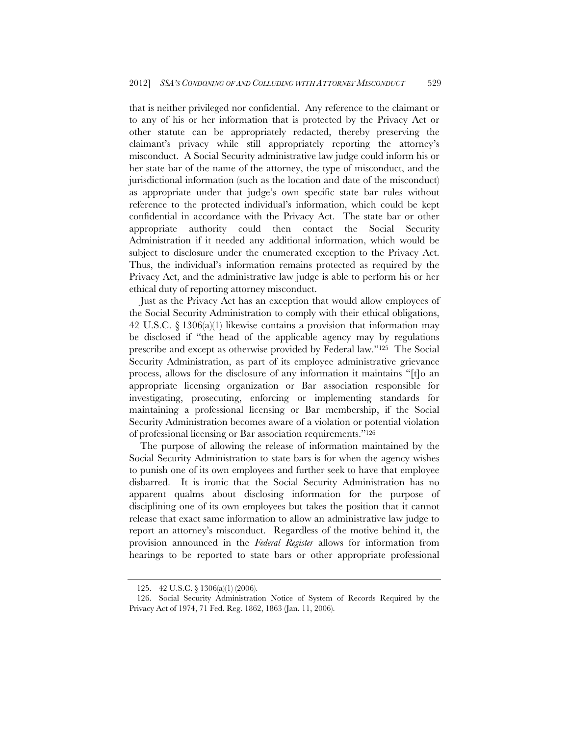that is neither privileged nor confidential. Any reference to the claimant or to any of his or her information that is protected by the Privacy Act or other statute can be appropriately redacted, thereby preserving the claimant's privacy while still appropriately reporting the attorney's misconduct. A Social Security administrative law judge could inform his or her state bar of the name of the attorney, the type of misconduct, and the jurisdictional information (such as the location and date of the misconduct) as appropriate under that judge's own specific state bar rules without reference to the protected individual's information, which could be kept confidential in accordance with the Privacy Act. The state bar or other appropriate authority could then contact the Social Security Administration if it needed any additional information, which would be subject to disclosure under the enumerated exception to the Privacy Act. Thus, the individual's information remains protected as required by the Privacy Act, and the administrative law judge is able to perform his or her ethical duty of reporting attorney misconduct.

Just as the Privacy Act has an exception that would allow employees of the Social Security Administration to comply with their ethical obligations, 42 U.S.C. § 1306(a)(1) likewise contains a provision that information may be disclosed if "the head of the applicable agency may by regulations prescribe and except as otherwise provided by Federal law."[125] The Social Security Administration, as part of its employee administrative grievance process, allows for the disclosure of any information it maintains "[t]o an appropriate licensing organization or Bar association responsible for investigating, prosecuting, enforcing or implementing standards for maintaining a professional licensing or Bar membership, if the Social Security Administration becomes aware of a violation or potential violation of professional licensing or Bar association requirements."[126]

The purpose of allowing the release of information maintained by the Social Security Administration to state bars is for when the agency wishes to punish one of its own employees and further seek to have that employee disbarred. It is ironic that the Social Security Administration has no apparent qualms about disclosing information for the purpose of disciplining one of its own employees but takes the position that it cannot release that exact same information to allow an administrative law judge to report an attorney's misconduct. Regardless of the motive behind it, the provision announced in the *Federal Register* allows for information from hearings to be reported to state bars or other appropriate professional

---

125. 42 U.S.C. § 1306(a)(1) (2006).

126. Social Security Administration Notice of System of Records Required by the Privacy Act of 1974, 71 Fed. Reg. 1862, 1863 (Jan. 11, 2006).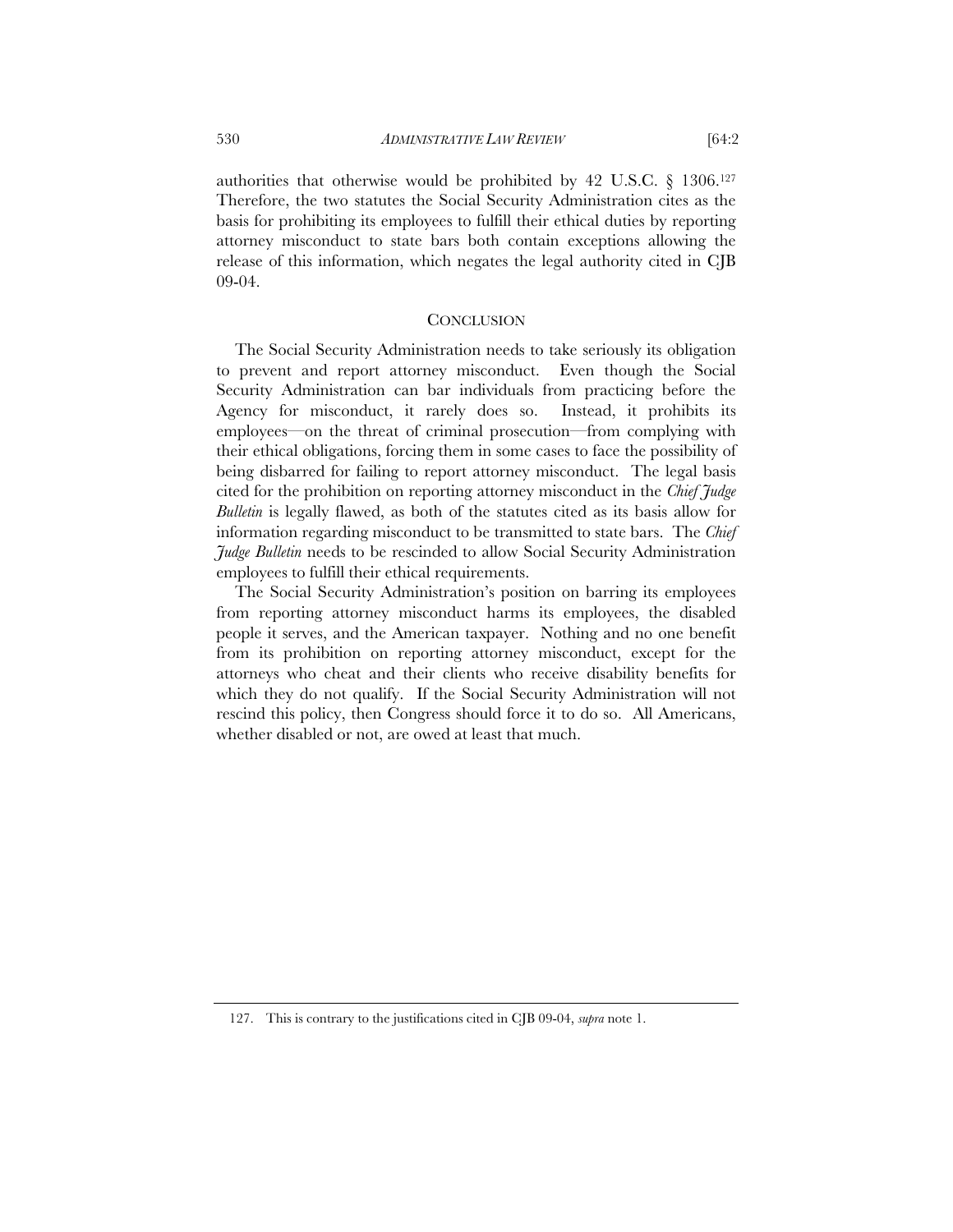authorities that otherwise would be prohibited by 42 U.S.C. § 1306.[127] Therefore, the two statutes the Social Security Administration cites as the basis for prohibiting its employees to fulfill their ethical duties by reporting attorney misconduct to state bars both contain exceptions allowing the release of this information, which negates the legal authority cited in CJB 09-04.

## CONCLUSION

The Social Security Administration needs to take seriously its obligation to prevent and report attorney misconduct. Even though the Social Security Administration can bar individuals from practicing before the Agency for misconduct, it rarely does so. Instead, it prohibits its employees—on the threat of criminal prosecution—from complying with their ethical obligations, forcing them in some cases to face the possibility of being disbarred for failing to report attorney misconduct. The legal basis cited for the prohibition on reporting attorney misconduct in the *Chief Judge Bulletin* is legally flawed, as both of the statutes cited as its basis allow for information regarding misconduct to be transmitted to state bars. The *Chief Judge Bulletin* needs to be rescinded to allow Social Security Administration employees to fulfill their ethical requirements.

The Social Security Administration's position on barring its employees from reporting attorney misconduct harms its employees, the disabled people it serves, and the American taxpayer. Nothing and no one benefit from its prohibition on reporting attorney misconduct, except for the attorneys who cheat and their clients who receive disability benefits for which they do not qualify. If the Social Security Administration will not rescind this policy, then Congress should force it to do so. All Americans, whether disabled or not, are owed at least that much.

---

127. This is contrary to the justifications cited in CJB 09-04, *supra* note 1.